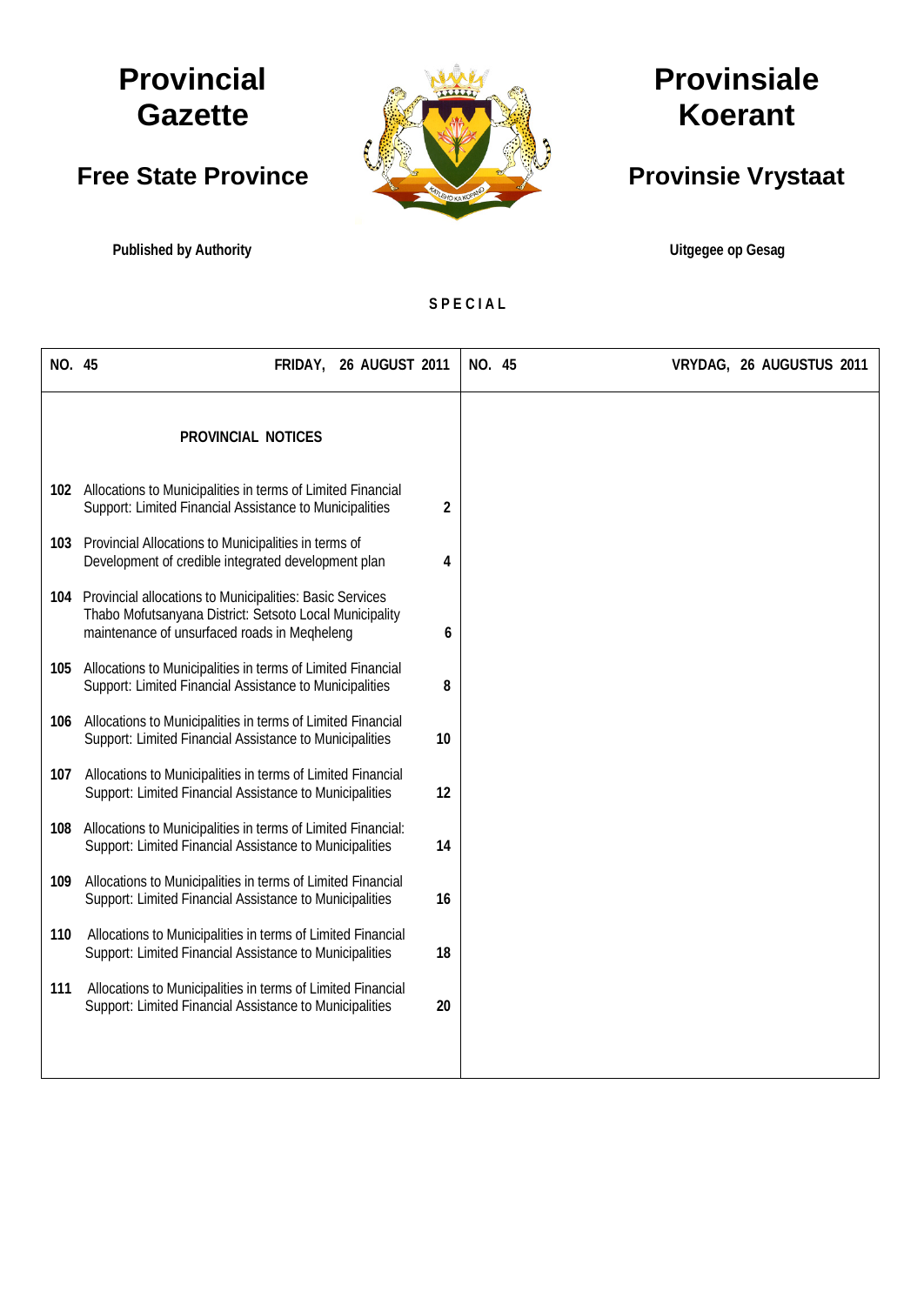# Provincial Gazette

## Free State Province

**Published by Authority**

# Provinsiale Koerant

## Provinsie Vrystaat

**Uitgegee op Gesag**

**SPECIAL**

| NO. 45 | FRIDAY, 26 AUGUST 2011 | NO. 45 | VRYDAG, 26 AUGUSTUS 2011 |
|---|---|---|---|

### PROVINCIAL NOTICES

| No. | Notice | Page |
|---|---|---|
| 102 | Allocations to Municipalities in terms of Limited Financial Support: Limited Financial Assistance to Municipalities | 2 |
| 103 | Provincial Allocations to Municipalities in terms of Development of credible integrated development plan | 4 |
| 104 | Provincial allocations to Municipalities: Basic Services Thabo Mofutsanyana District: Setsoto Local Municipality maintenance of unsurfaced roads in Meqheleng | 6 |
| 105 | Allocations to Municipalities in terms of Limited Financial Support: Limited Financial Assistance to Municipalities | 8 |
| 106 | Allocations to Municipalities in terms of Limited Financial Support: Limited Financial Assistance to Municipalities | 10 |
| 107 | Allocations to Municipalities in terms of Limited Financial Support: Limited Financial Assistance to Municipalities | 12 |
| 108 | Allocations to Municipalities in terms of Limited Financial: Support: Limited Financial Assistance to Municipalities | 14 |
| 109 | Allocations to Municipalities in terms of Limited Financial Support: Limited Financial Assistance to Municipalities | 16 |
| 110 | Allocations to Municipalities in terms of Limited Financial Support: Limited Financial Assistance to Municipalities | 18 |
| 111 | Allocations to Municipalities in terms of Limited Financial Support: Limited Financial Assistance to Municipalities | 20 |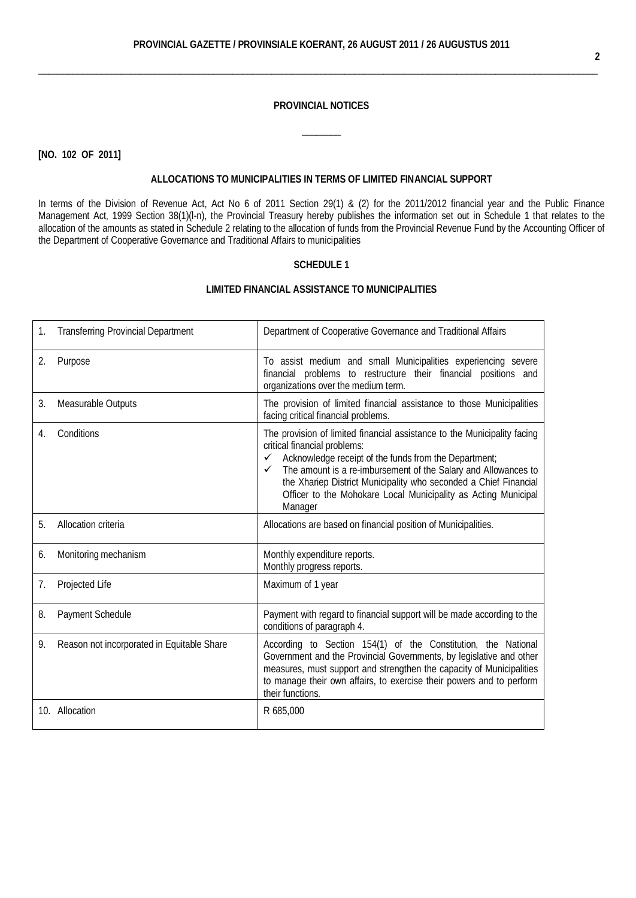## PROVINCIAL NOTICES

**[NO. 102 OF 2011]**

### ALLOCATIONS TO MUNICIPALITIES IN TERMS OF LIMITED FINANCIAL SUPPORT

In terms of the Division of Revenue Act, Act No 6 of 2011 Section 29(1) & (2) for the 2011/2012 financial year and the Public Finance Management Act, 1999 Section 38(1)(l-n), the Provincial Treasury hereby publishes the information set out in Schedule 1 that relates to the allocation of the amounts as stated in Schedule 2 relating to the allocation of funds from the Provincial Revenue Fund by the Accounting Officer of the Department of Cooperative Governance and Traditional Affairs to municipalities

### SCHEDULE 1

### LIMITED FINANCIAL ASSISTANCE TO MUNICIPALITIES

| | |
|---|---|
| 1. Transferring Provincial Department | Department of Cooperative Governance and Traditional Affairs |
| 2. Purpose | To assist medium and small Municipalities experiencing severe financial problems to restructure their financial positions and organizations over the medium term. |
| 3. Measurable Outputs | The provision of limited financial assistance to those Municipalities facing critical financial problems. |
| 4. Conditions | The provision of limited financial assistance to the Municipality facing critical financial problems:<br>✓ Acknowledge receipt of the funds from the Department;<br>✓ The amount is a re-imbursement of the Salary and Allowances to the Xhariep District Municipality who seconded a Chief Financial Officer to the Mohokare Local Municipality as Acting Municipal Manager |
| 5. Allocation criteria | Allocations are based on financial position of Municipalities. |
| 6. Monitoring mechanism | Monthly expenditure reports.<br>Monthly progress reports. |
| 7. Projected Life | Maximum of 1 year |
| 8. Payment Schedule | Payment with regard to financial support will be made according to the conditions of paragraph 4. |
| 9. Reason not incorporated in Equitable Share | According to Section 154(1) of the Constitution, the National Government and the Provincial Governments, by legislative and other measures, must support and strengthen the capacity of Municipalities to manage their own affairs, to exercise their powers and to perform their functions. |
| 10. Allocation | R 685,000 |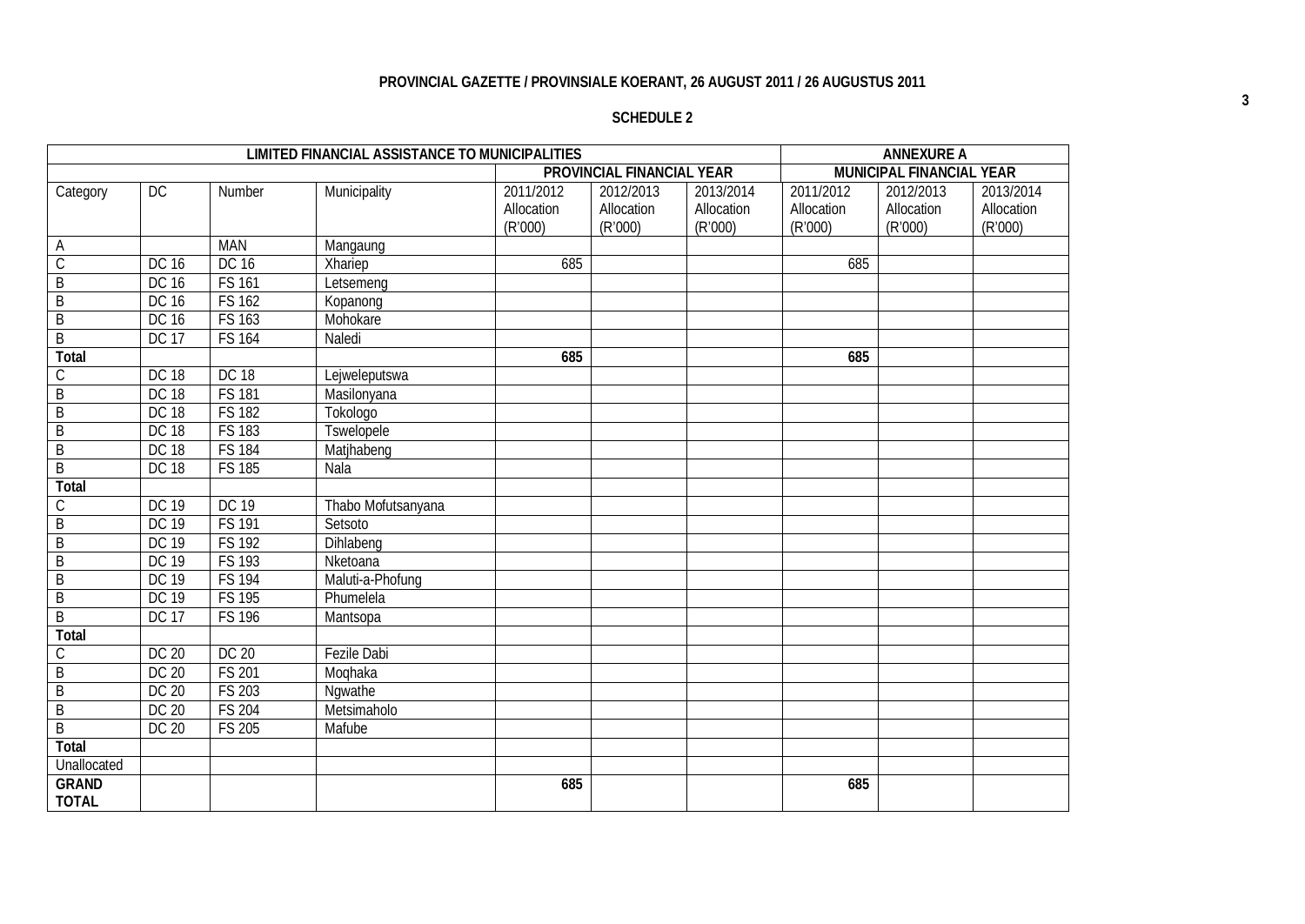**PROVINCIAL GAZETTE / PROVINSIALE KOERANT, 26 AUGUST 2011 / 26 AUGUSTUS 2011**

**SCHEDULE 2**

| LIMITED FINANCIAL ASSISTANCE TO MUNICIPALITIES | | | | | | | ANNEXURE A | | |
|---|---|---|---|---|---|---|---|---|---|
| | | | | PROVINCIAL FINANCIAL YEAR | | | MUNICIPAL FINANCIAL YEAR | | |
| Category | DC | Number | Municipality | 2011/2012 Allocation (R'000) | 2012/2013 Allocation (R'000) | 2013/2014 Allocation (R'000) | 2011/2012 Allocation (R'000) | 2012/2013 Allocation (R'000) | 2013/2014 Allocation (R'000) |
| A | | MAN | Mangaung | | | | | | |
| C | DC 16 | DC 16 | Xhariep | 685 | | | 685 | | |
| B | DC 16 | FS 161 | Letsemeng | | | | | | |
| B | DC 16 | FS 162 | Kopanong | | | | | | |
| B | DC 16 | FS 163 | Mohokare | | | | | | |
| B | DC 17 | FS 164 | Naledi | | | | | | |
| **Total** | | | | **685** | | | **685** | | |
| C | DC 18 | DC 18 | Lejweleputswa | | | | | | |
| B | DC 18 | FS 181 | Masilonyana | | | | | | |
| B | DC 18 | FS 182 | Tokologo | | | | | | |
| B | DC 18 | FS 183 | Tswelopele | | | | | | |
| B | DC 18 | FS 184 | Matjhabeng | | | | | | |
| B | DC 18 | FS 185 | Nala | | | | | | |
| **Total** | | | | | | | | | |
| C | DC 19 | DC 19 | Thabo Mofutsanyana | | | | | | |
| B | DC 19 | FS 191 | Setsoto | | | | | | |
| B | DC 19 | FS 192 | Dihlabeng | | | | | | |
| B | DC 19 | FS 193 | Nketoana | | | | | | |
| B | DC 19 | FS 194 | Maluti-a-Phofung | | | | | | |
| B | DC 19 | FS 195 | Phumelela | | | | | | |
| B | DC 17 | FS 196 | Mantsopa | | | | | | |
| **Total** | | | | | | | | | |
| C | DC 20 | DC 20 | Fezile Dabi | | | | | | |
| B | DC 20 | FS 201 | Moqhaka | | | | | | |
| B | DC 20 | FS 203 | Ngwathe | | | | | | |
| B | DC 20 | FS 204 | Metsimaholo | | | | | | |
| B | DC 20 | FS 205 | Mafube | | | | | | |
| **Total** | | | | | | | | | |
| Unallocated | | | | | | | | | |
| **GRAND TOTAL** | | | | **685** | | | **685** | | |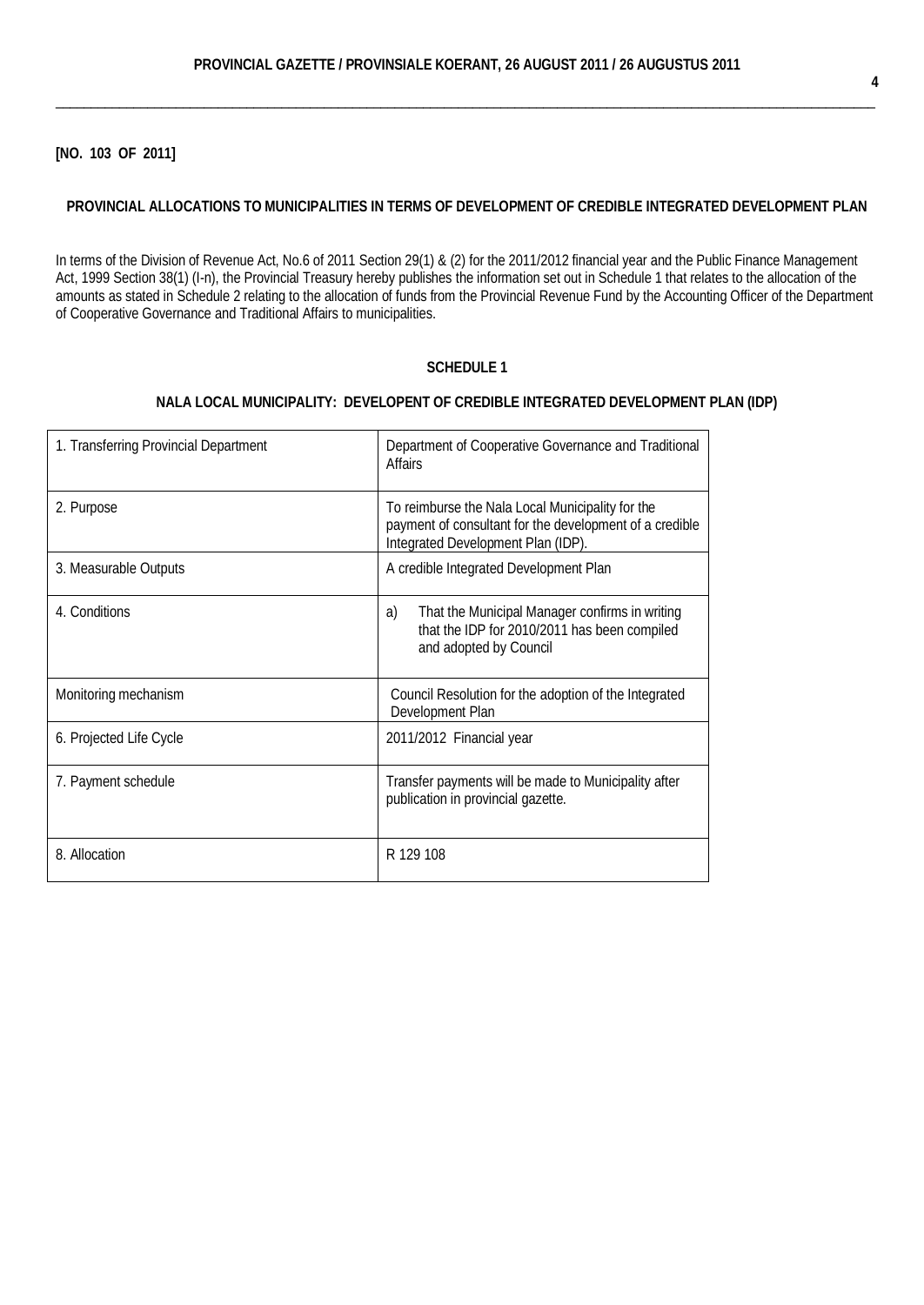**[NO. 103 OF 2011]**

## PROVINCIAL ALLOCATIONS TO MUNICIPALITIES IN TERMS OF DEVELOPMENT OF CREDIBLE INTEGRATED DEVELOPMENT PLAN

In terms of the Division of Revenue Act, No.6 of 2011 Section 29(1) & (2) for the 2011/2012 financial year and the Public Finance Management Act, 1999 Section 38(1) (I-n), the Provincial Treasury hereby publishes the information set out in Schedule 1 that relates to the allocation of the amounts as stated in Schedule 2 relating to the allocation of funds from the Provincial Revenue Fund by the Accounting Officer of the Department of Cooperative Governance and Traditional Affairs to municipalities.

### SCHEDULE 1

### NALA LOCAL MUNICIPALITY: DEVELOPENT OF CREDIBLE INTEGRATED DEVELOPMENT PLAN (IDP)

| | |
|---|---|
| 1. Transferring Provincial Department | Department of Cooperative Governance and Traditional Affairs |
| 2. Purpose | To reimburse the Nala Local Municipality for the payment of consultant for the development of a credible Integrated Development Plan (IDP). |
| 3. Measurable Outputs | A credible Integrated Development Plan |
| 4. Conditions | a) That the Municipal Manager confirms in writing that the IDP for 2010/2011 has been compiled and adopted by Council |
| Monitoring mechanism | Council Resolution for the adoption of the Integrated Development Plan |
| 6. Projected Life Cycle | 2011/2012 Financial year |
| 7. Payment schedule | Transfer payments will be made to Municipality after publication in provincial gazette. |
| 8. Allocation | R 129 108 |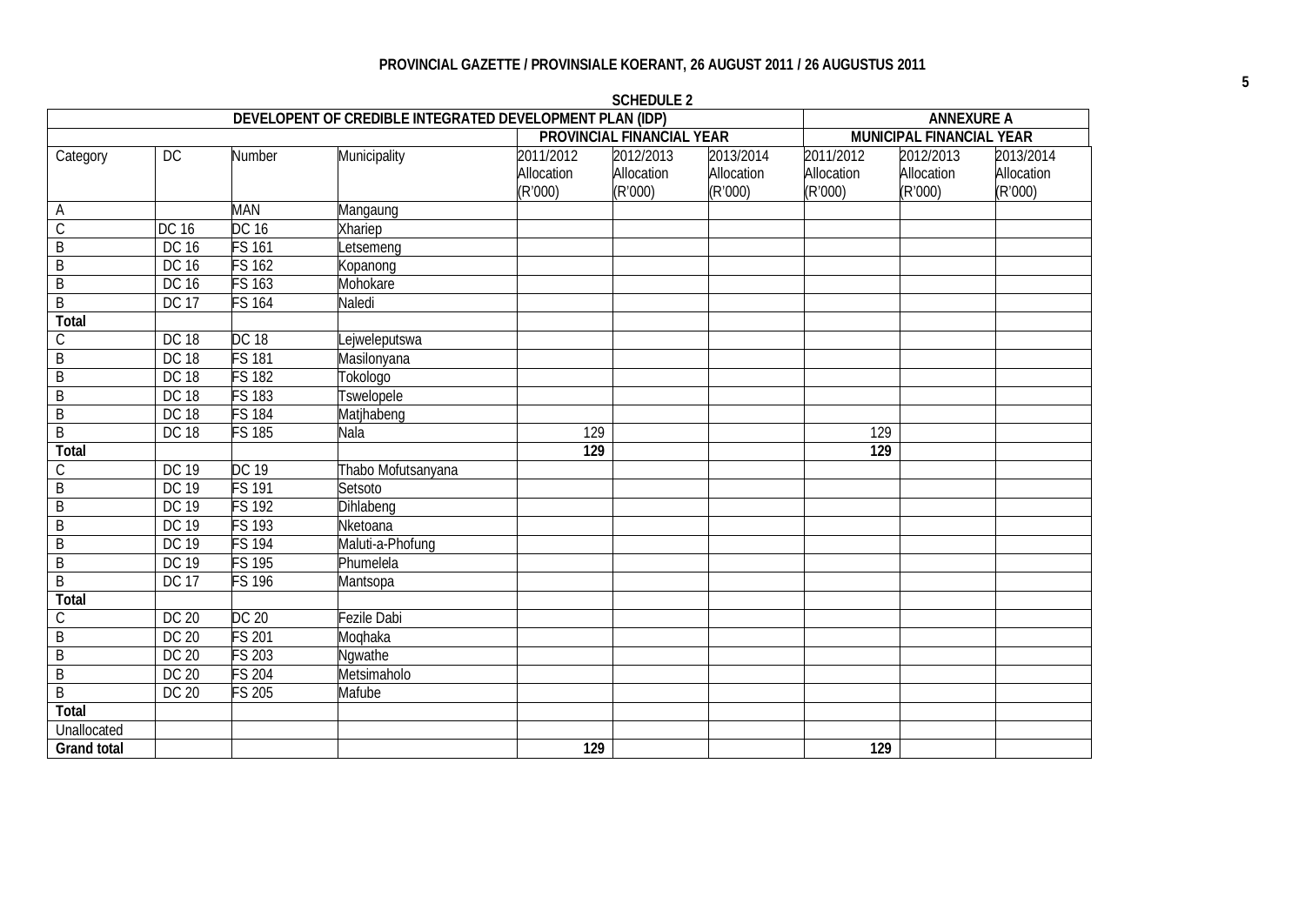**PROVINCIAL GAZETTE / PROVINSIALE KOERANT, 26 AUGUST 2011 / 26 AUGUSTUS 2011**

**SCHEDULE 2**

| DEVELOPENT OF CREDIBLE INTEGRATED DEVELOPMENT PLAN (IDP) | | | | | | | **ANNEXURE A** | | |
|---|---|---|---|---|---|---|---|---|---|
| | | | | **PROVINCIAL FINANCIAL YEAR** | | | **MUNICIPAL FINANCIAL YEAR** | | |
| Category | DC | Number | Municipality | 2011/2012 Allocation (R'000) | 2012/2013 Allocation (R'000) | 2013/2014 Allocation (R'000) | 2011/2012 Allocation (R'000) | 2012/2013 Allocation (R'000) | 2013/2014 Allocation (R'000) |
| A | | MAN | Mangaung | | | | | | |
| C | DC 16 | DC 16 | Xhariep | | | | | | |
| B | DC 16 | FS 161 | Letsemeng | | | | | | |
| B | DC 16 | FS 162 | Kopanong | | | | | | |
| B | DC 16 | FS 163 | Mohokare | | | | | | |
| B | DC 17 | FS 164 | Naledi | | | | | | |
| **Total** | | | | | | | | | |
| C | DC 18 | DC 18 | Lejweleputswa | | | | | | |
| B | DC 18 | FS 181 | Masilonyana | | | | | | |
| B | DC 18 | FS 182 | Tokologo | | | | | | |
| B | DC 18 | FS 183 | Tswelopele | | | | | | |
| B | DC 18 | FS 184 | Matjhabeng | | | | | | |
| B | DC 18 | FS 185 | Nala | 129 | | | 129 | | |
| **Total** | | | | **129** | | | **129** | | |
| C | DC 19 | DC 19 | Thabo Mofutsanyana | | | | | | |
| B | DC 19 | FS 191 | Setsoto | | | | | | |
| B | DC 19 | FS 192 | Dihlabeng | | | | | | |
| B | DC 19 | FS 193 | Nketoana | | | | | | |
| B | DC 19 | FS 194 | Maluti-a-Phofung | | | | | | |
| B | DC 19 | FS 195 | Phumelela | | | | | | |
| B | DC 17 | FS 196 | Mantsopa | | | | | | |
| **Total** | | | | | | | | | |
| C | DC 20 | DC 20 | Fezile Dabi | | | | | | |
| B | DC 20 | FS 201 | Moqhaka | | | | | | |
| B | DC 20 | FS 203 | Ngwathe | | | | | | |
| B | DC 20 | FS 204 | Metsimaholo | | | | | | |
| B | DC 20 | FS 205 | Mafube | | | | | | |
| **Total** | | | | | | | | | |
| Unallocated | | | | | | | | | |
| **Grand total** | | | | **129** | | | **129** | | |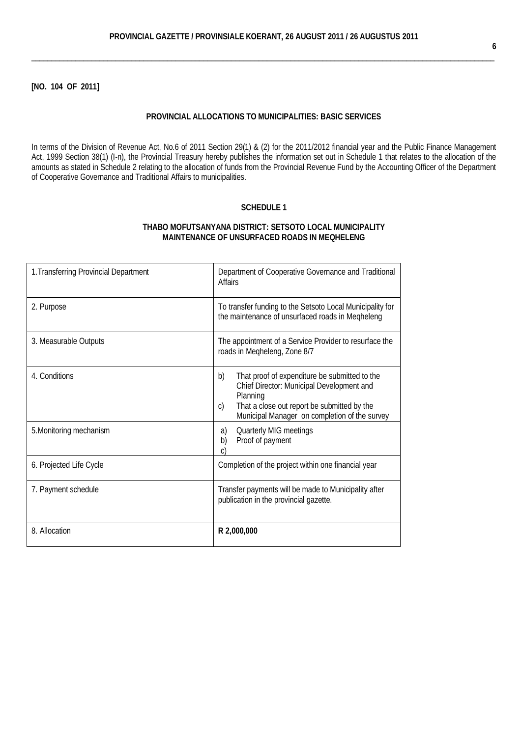**[NO. 104 OF 2011]**

**PROVINCIAL ALLOCATIONS TO MUNICIPALITIES: BASIC SERVICES**

In terms of the Division of Revenue Act, No.6 of 2011 Section 29(1) & (2) for the 2011/2012 financial year and the Public Finance Management Act, 1999 Section 38(1) (I-n), the Provincial Treasury hereby publishes the information set out in Schedule 1 that relates to the allocation of the amounts as stated in Schedule 2 relating to the allocation of funds from the Provincial Revenue Fund by the Accounting Officer of the Department of Cooperative Governance and Traditional Affairs to municipalities.

**SCHEDULE 1**

**THABO MOFUTSANYANA DISTRICT: SETSOTO LOCAL MUNICIPALITY**
**MAINTENANCE OF UNSURFACED ROADS IN MEQHELENG**

| | |
|---|---|
| 1.Transferring Provincial Department | Department of Cooperative Governance and Traditional Affairs |
| 2. Purpose | To transfer funding to the Setsoto Local Municipality for the maintenance of unsurfaced roads in Meqheleng |
| 3. Measurable Outputs | The appointment of a Service Provider to resurface the roads in Meqheleng, Zone 8/7 |
| 4. Conditions | b) That proof of expenditure be submitted to the Chief Director: Municipal Development and Planning<br>c) That a close out report be submitted by the Municipal Manager on completion of the survey |
| 5.Monitoring mechanism | a) Quarterly MIG meetings<br>b) Proof of payment<br>c) |
| 6. Projected Life Cycle | Completion of the project within one financial year |
| 7. Payment schedule | Transfer payments will be made to Municipality after publication in the provincial gazette. |
| 8. Allocation | **R 2,000,000** |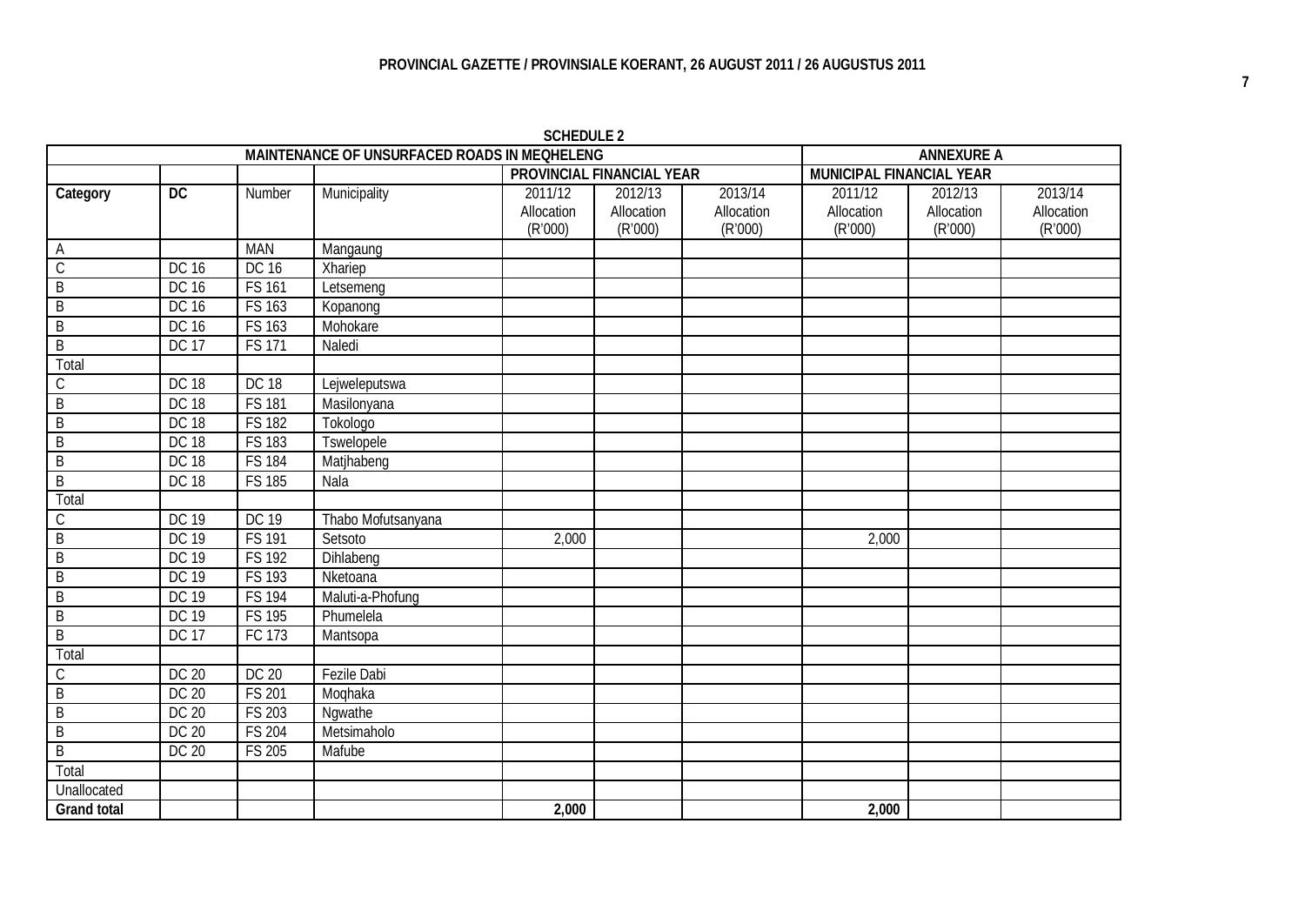**SCHEDULE 2**

| MAINTENANCE OF UNSURFACED ROADS IN MEQHELENG | | | | | | | ANNEXURE A | | |
|---|---|---|---|---|---|---|---|---|---|
| | | | | PROVINCIAL FINANCIAL YEAR | | | MUNICIPAL FINANCIAL YEAR | | |
| **Category** | **DC** | Number | Municipality | 2011/12 Allocation (R'000) | 2012/13 Allocation (R'000) | 2013/14 Allocation (R'000) | 2011/12 Allocation (R'000) | 2012/13 Allocation (R'000) | 2013/14 Allocation (R'000) |
| A | | MAN | Mangaung | | | | | | |
| C | DC 16 | DC 16 | Xhariep | | | | | | |
| B | DC 16 | FS 161 | Letsemeng | | | | | | |
| B | DC 16 | FS 163 | Kopanong | | | | | | |
| B | DC 16 | FS 163 | Mohokare | | | | | | |
| B | DC 17 | FS 171 | Naledi | | | | | | |
| Total | | | | | | | | | |
| C | DC 18 | DC 18 | Lejweleputswa | | | | | | |
| B | DC 18 | FS 181 | Masilonyana | | | | | | |
| B | DC 18 | FS 182 | Tokologo | | | | | | |
| B | DC 18 | FS 183 | Tswelopele | | | | | | |
| B | DC 18 | FS 184 | Matjhabeng | | | | | | |
| B | DC 18 | FS 185 | Nala | | | | | | |
| Total | | | | | | | | | |
| C | DC 19 | DC 19 | Thabo Mofutsanyana | | | | | | |
| B | DC 19 | FS 191 | Setsoto | 2,000 | | | 2,000 | | |
| B | DC 19 | FS 192 | Dihlabeng | | | | | | |
| B | DC 19 | FS 193 | Nketoana | | | | | | |
| B | DC 19 | FS 194 | Maluti-a-Phofung | | | | | | |
| B | DC 19 | FS 195 | Phumelela | | | | | | |
| B | DC 17 | FC 173 | Mantsopa | | | | | | |
| Total | | | | | | | | | |
| C | DC 20 | DC 20 | Fezile Dabi | | | | | | |
| B | DC 20 | FS 201 | Moqhaka | | | | | | |
| B | DC 20 | FS 203 | Ngwathe | | | | | | |
| B | DC 20 | FS 204 | Metsimaholo | | | | | | |
| B | DC 20 | FS 205 | Mafube | | | | | | |
| Total | | | | | | | | | |
| Unallocated | | | | | | | | | |
| **Grand total** | | | | **2,000** | | | **2,000** | | |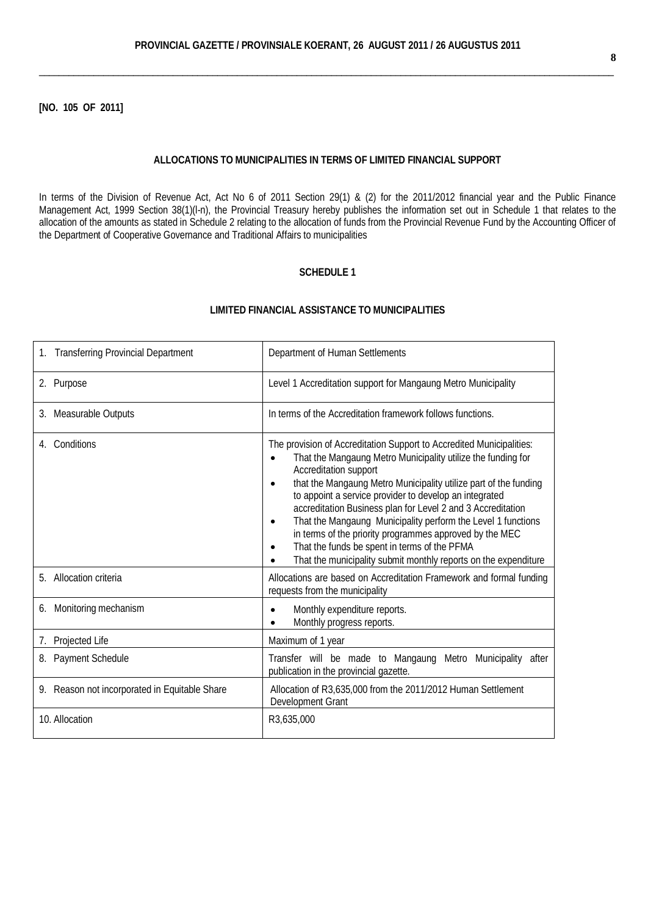**[NO. 105 OF 2011]**

## ALLOCATIONS TO MUNICIPALITIES IN TERMS OF LIMITED FINANCIAL SUPPORT

In terms of the Division of Revenue Act, Act No 6 of 2011 Section 29(1) & (2) for the 2011/2012 financial year and the Public Finance Management Act, 1999 Section 38(1)(l-n), the Provincial Treasury hereby publishes the information set out in Schedule 1 that relates to the allocation of the amounts as stated in Schedule 2 relating to the allocation of funds from the Provincial Revenue Fund by the Accounting Officer of the Department of Cooperative Governance and Traditional Affairs to municipalities

### SCHEDULE 1

### LIMITED FINANCIAL ASSISTANCE TO MUNICIPALITIES

| | |
|---|---|
| 1. Transferring Provincial Department | Department of Human Settlements |
| 2. Purpose | Level 1 Accreditation support for Mangaung Metro Municipality |
| 3. Measurable Outputs | In terms of the Accreditation framework follows functions. |
| 4. Conditions | The provision of Accreditation Support to Accredited Municipalities:<br>• That the Mangaung Metro Municipality utilize the funding for Accreditation support<br>• that the Mangaung Metro Municipality utilize part of the funding to appoint a service provider to develop an integrated accreditation Business plan for Level 2 and 3 Accreditation<br>• That the Mangaung Municipality perform the Level 1 functions in terms of the priority programmes approved by the MEC<br>• That the funds be spent in terms of the PFMA<br>• That the municipality submit monthly reports on the expenditure |
| 5. Allocation criteria | Allocations are based on Accreditation Framework and formal funding requests from the municipality |
| 6. Monitoring mechanism | • Monthly expenditure reports.<br>• Monthly progress reports. |
| 7. Projected Life | Maximum of 1 year |
| 8. Payment Schedule | Transfer will be made to Mangaung Metro Municipality after publication in the provincial gazette. |
| 9. Reason not incorporated in Equitable Share | Allocation of R3,635,000 from the 2011/2012 Human Settlement Development Grant |
| 10. Allocation | R3,635,000 |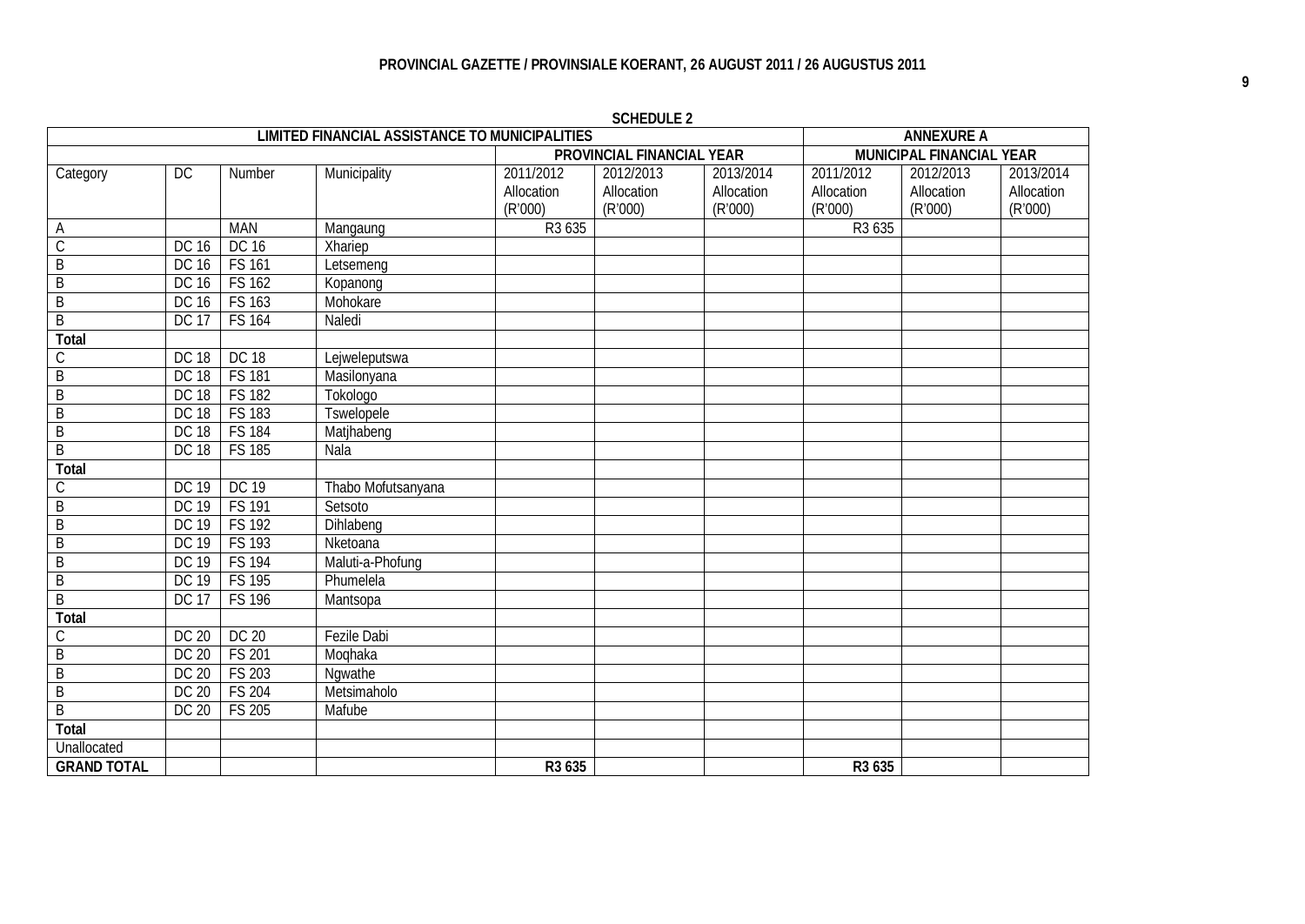**SCHEDULE 2**

| LIMITED FINANCIAL ASSISTANCE TO MUNICIPALITIES | | | | | | | ANNEXURE A | | |
|---|---|---|---|---|---|---|---|---|---|
| | | | | PROVINCIAL FINANCIAL YEAR | | | MUNICIPAL FINANCIAL YEAR | | |
| Category | DC | Number | Municipality | 2011/2012 Allocation (R'000) | 2012/2013 Allocation (R'000) | 2013/2014 Allocation (R'000) | 2011/2012 Allocation (R'000) | 2012/2013 Allocation (R'000) | 2013/2014 Allocation (R'000) |
| A | | MAN | Mangaung | R3 635 | | | R3 635 | | |
| C | DC 16 | DC 16 | Xhariep | | | | | | |
| B | DC 16 | FS 161 | Letsemeng | | | | | | |
| B | DC 16 | FS 162 | Kopanong | | | | | | |
| B | DC 16 | FS 163 | Mohokare | | | | | | |
| B | DC 17 | FS 164 | Naledi | | | | | | |
| **Total** | | | | | | | | | |
| C | DC 18 | DC 18 | Lejweleputswa | | | | | | |
| B | DC 18 | FS 181 | Masilonyana | | | | | | |
| B | DC 18 | FS 182 | Tokologo | | | | | | |
| B | DC 18 | FS 183 | Tswelopele | | | | | | |
| B | DC 18 | FS 184 | Matjhabeng | | | | | | |
| B | DC 18 | FS 185 | Nala | | | | | | |
| **Total** | | | | | | | | | |
| C | DC 19 | DC 19 | Thabo Mofutsanyana | | | | | | |
| B | DC 19 | FS 191 | Setsoto | | | | | | |
| B | DC 19 | FS 192 | Dihlabeng | | | | | | |
| B | DC 19 | FS 193 | Nketoana | | | | | | |
| B | DC 19 | FS 194 | Maluti-a-Phofung | | | | | | |
| B | DC 19 | FS 195 | Phumelela | | | | | | |
| B | DC 17 | FS 196 | Mantsopa | | | | | | |
| **Total** | | | | | | | | | |
| C | DC 20 | DC 20 | Fezile Dabi | | | | | | |
| B | DC 20 | FS 201 | Moqhaka | | | | | | |
| B | DC 20 | FS 203 | Ngwathe | | | | | | |
| B | DC 20 | FS 204 | Metsimaholo | | | | | | |
| B | DC 20 | FS 205 | Mafube | | | | | | |
| **Total** | | | | | | | | | |
| Unallocated | | | | | | | | | |
| **GRAND TOTAL** | | | | **R3 635** | | | **R3 635** | | |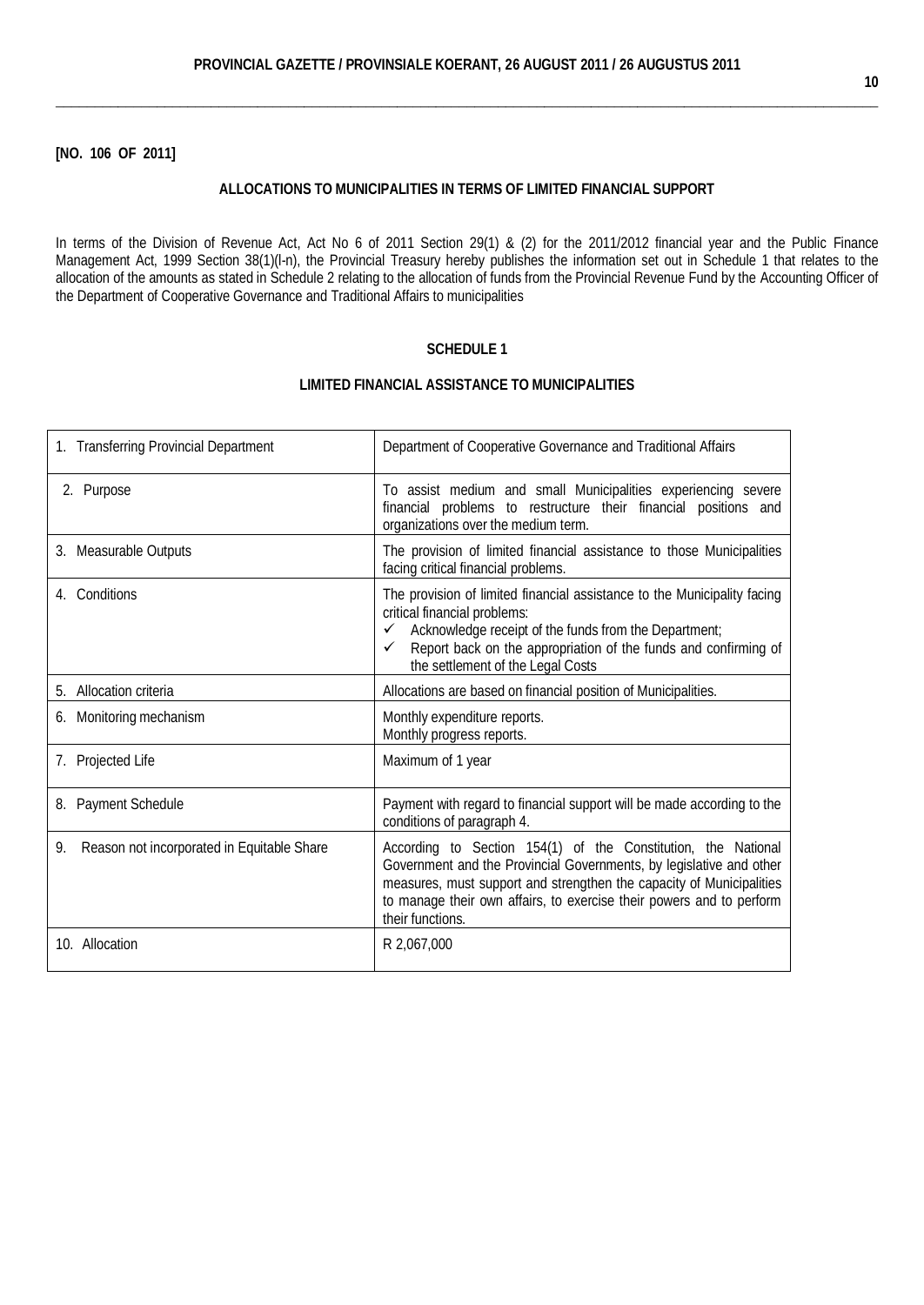**[NO. 106 OF 2011]**

## ALLOCATIONS TO MUNICIPALITIES IN TERMS OF LIMITED FINANCIAL SUPPORT

In terms of the Division of Revenue Act, Act No 6 of 2011 Section 29(1) & (2) for the 2011/2012 financial year and the Public Finance Management Act, 1999 Section 38(1)(l-n), the Provincial Treasury hereby publishes the information set out in Schedule 1 that relates to the allocation of the amounts as stated in Schedule 2 relating to the allocation of funds from the Provincial Revenue Fund by the Accounting Officer of the Department of Cooperative Governance and Traditional Affairs to municipalities

### SCHEDULE 1

### LIMITED FINANCIAL ASSISTANCE TO MUNICIPALITIES

| | |
|---|---|
| 1. Transferring Provincial Department | Department of Cooperative Governance and Traditional Affairs |
| 2. Purpose | To assist medium and small Municipalities experiencing severe financial problems to restructure their financial positions and organizations over the medium term. |
| 3. Measurable Outputs | The provision of limited financial assistance to those Municipalities facing critical financial problems. |
| 4. Conditions | The provision of limited financial assistance to the Municipality facing critical financial problems:<br>✓ Acknowledge receipt of the funds from the Department;<br>✓ Report back on the appropriation of the funds and confirming of the settlement of the Legal Costs |
| 5. Allocation criteria | Allocations are based on financial position of Municipalities. |
| 6. Monitoring mechanism | Monthly expenditure reports.<br>Monthly progress reports. |
| 7. Projected Life | Maximum of 1 year |
| 8. Payment Schedule | Payment with regard to financial support will be made according to the conditions of paragraph 4. |
| 9. Reason not incorporated in Equitable Share | According to Section 154(1) of the Constitution, the National Government and the Provincial Governments, by legislative and other measures, must support and strengthen the capacity of Municipalities to manage their own affairs, to exercise their powers and to perform their functions. |
| 10. Allocation | R 2,067,000 |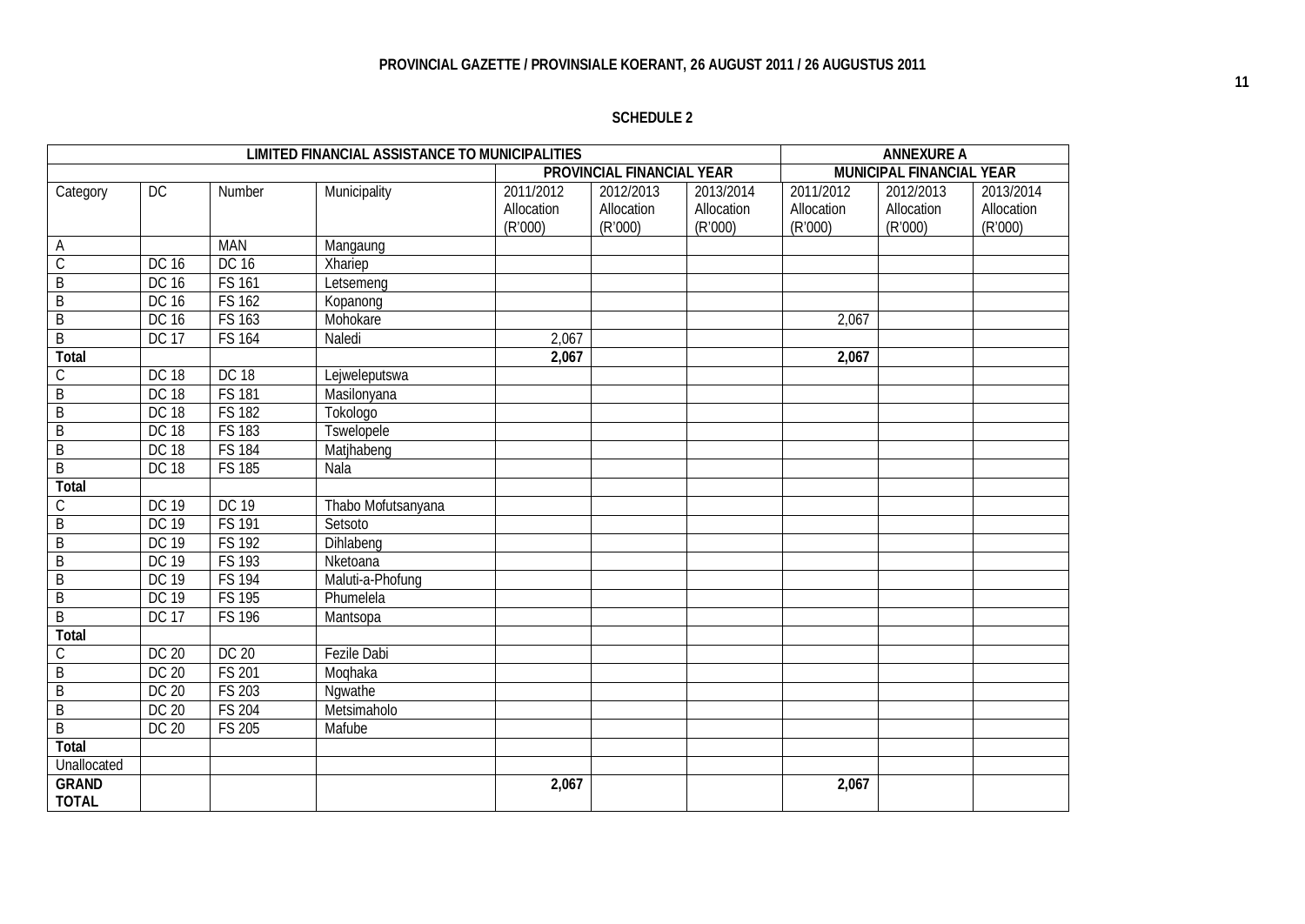## SCHEDULE 2

| LIMITED FINANCIAL ASSISTANCE TO MUNICIPALITIES | | | | | | | ANNEXURE A | | |
|---|---|---|---|---|---|---|---|---|---|
| | | | | PROVINCIAL FINANCIAL YEAR | | | MUNICIPAL FINANCIAL YEAR | | |
| Category | DC | Number | Municipality | 2011/2012 Allocation (R'000) | 2012/2013 Allocation (R'000) | 2013/2014 Allocation (R'000) | 2011/2012 Allocation (R'000) | 2012/2013 Allocation (R'000) | 2013/2014 Allocation (R'000) |
| A | | MAN | Mangaung | | | | | | |
| C | DC 16 | DC 16 | Xhariep | | | | | | |
| B | DC 16 | FS 161 | Letsemeng | | | | | | |
| B | DC 16 | FS 162 | Kopanong | | | | | | |
| B | DC 16 | FS 163 | Mohokare | | | | 2,067 | | |
| B | DC 17 | FS 164 | Naledi | 2,067 | | | | | |
| **Total** | | | | **2,067** | | | **2,067** | | |
| C | DC 18 | DC 18 | Lejweleputswa | | | | | | |
| B | DC 18 | FS 181 | Masilonyana | | | | | | |
| B | DC 18 | FS 182 | Tokologo | | | | | | |
| B | DC 18 | FS 183 | Tswelopele | | | | | | |
| B | DC 18 | FS 184 | Matjhabeng | | | | | | |
| B | DC 18 | FS 185 | Nala | | | | | | |
| **Total** | | | | | | | | | |
| C | DC 19 | DC 19 | Thabo Mofutsanyana | | | | | | |
| B | DC 19 | FS 191 | Setsoto | | | | | | |
| B | DC 19 | FS 192 | Dihlabeng | | | | | | |
| B | DC 19 | FS 193 | Nketoana | | | | | | |
| B | DC 19 | FS 194 | Maluti-a-Phofung | | | | | | |
| B | DC 19 | FS 195 | Phumelela | | | | | | |
| B | DC 17 | FS 196 | Mantsopa | | | | | | |
| **Total** | | | | | | | | | |
| C | DC 20 | DC 20 | Fezile Dabi | | | | | | |
| B | DC 20 | FS 201 | Moqhaka | | | | | | |
| B | DC 20 | FS 203 | Ngwathe | | | | | | |
| B | DC 20 | FS 204 | Metsimaholo | | | | | | |
| B | DC 20 | FS 205 | Mafube | | | | | | |
| **Total** | | | | | | | | | |
| Unallocated | | | | | | | | | |
| **GRAND TOTAL** | | | | **2,067** | | | **2,067** | | |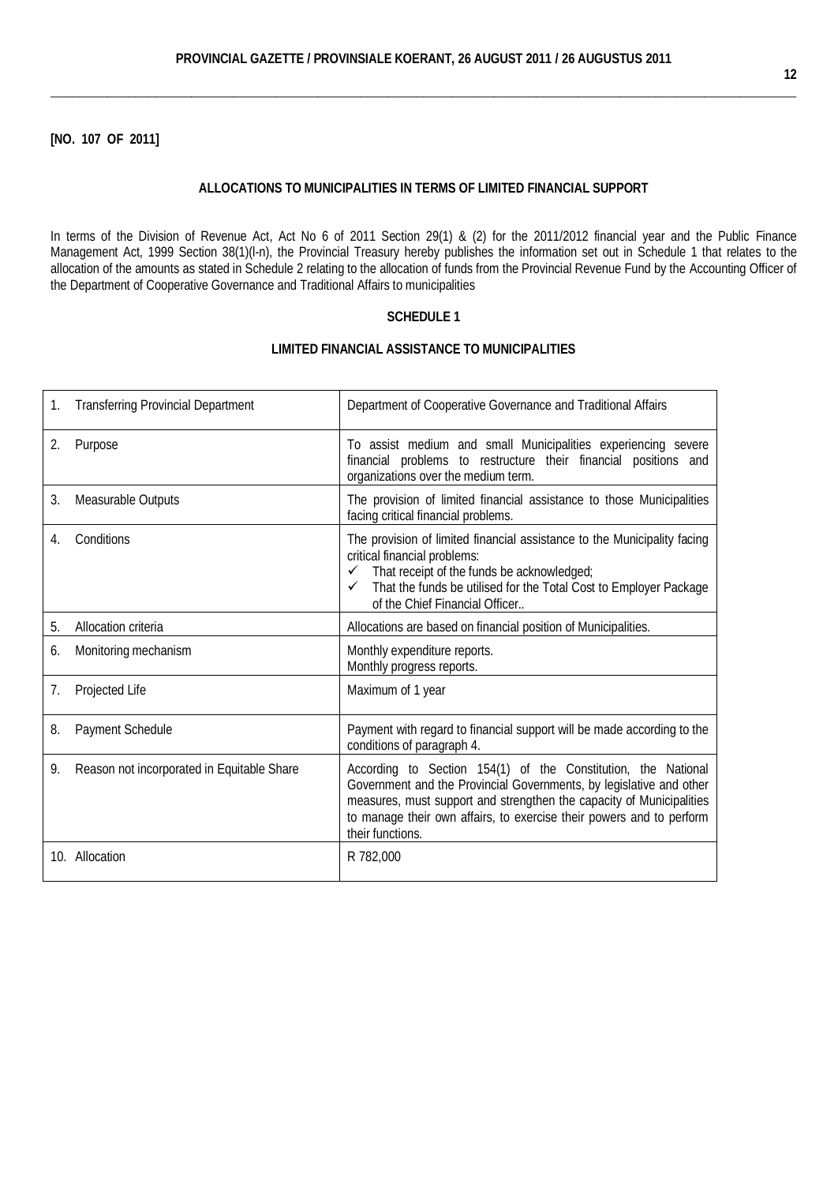**[NO. 107 OF 2011]**

**ALLOCATIONS TO MUNICIPALITIES IN TERMS OF LIMITED FINANCIAL SUPPORT**

In terms of the Division of Revenue Act, Act No 6 of 2011 Section 29(1) & (2) for the 2011/2012 financial year and the Public Finance Management Act, 1999 Section 38(1)(l-n), the Provincial Treasury hereby publishes the information set out in Schedule 1 that relates to the allocation of the amounts as stated in Schedule 2 relating to the allocation of funds from the Provincial Revenue Fund by the Accounting Officer of the Department of Cooperative Governance and Traditional Affairs to municipalities

**SCHEDULE 1**

**LIMITED FINANCIAL ASSISTANCE TO MUNICIPALITIES**

| | |
|---|---|
| 1. Transferring Provincial Department | Department of Cooperative Governance and Traditional Affairs |
| 2. Purpose | To assist medium and small Municipalities experiencing severe financial problems to restructure their financial positions and organizations over the medium term. |
| 3. Measurable Outputs | The provision of limited financial assistance to those Municipalities facing critical financial problems. |
| 4. Conditions | The provision of limited financial assistance to the Municipality facing critical financial problems:<br>✓ That receipt of the funds be acknowledged;<br>✓ That the funds be utilised for the Total Cost to Employer Package of the Chief Financial Officer.. |
| 5. Allocation criteria | Allocations are based on financial position of Municipalities. |
| 6. Monitoring mechanism | Monthly expenditure reports.<br>Monthly progress reports. |
| 7. Projected Life | Maximum of 1 year |
| 8. Payment Schedule | Payment with regard to financial support will be made according to the conditions of paragraph 4. |
| 9. Reason not incorporated in Equitable Share | According to Section 154(1) of the Constitution, the National Government and the Provincial Governments, by legislative and other measures, must support and strengthen the capacity of Municipalities to manage their own affairs, to exercise their powers and to perform their functions. |
| 10. Allocation | R 782,000 |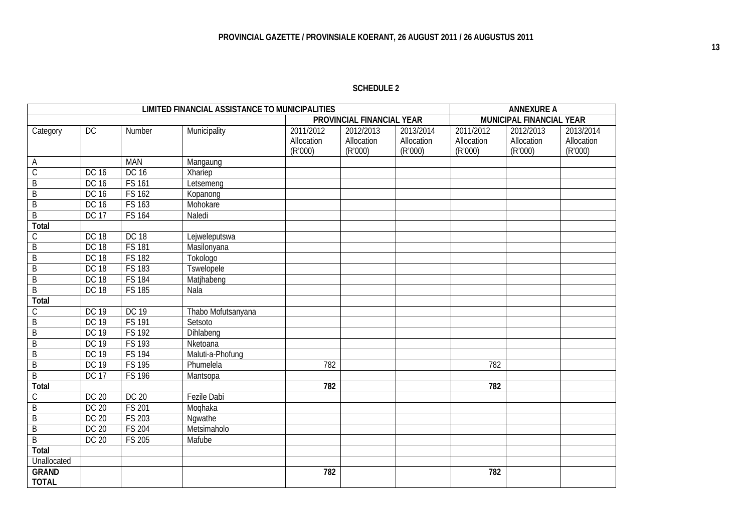**SCHEDULE 2**

| LIMITED FINANCIAL ASSISTANCE TO MUNICIPALITIES | | | | | | | ANNEXURE A | | |
|---|---|---|---|---|---|---|---|---|---|
| | | | | PROVINCIAL FINANCIAL YEAR | | | MUNICIPAL FINANCIAL YEAR | | |
| Category | DC | Number | Municipality | 2011/2012 Allocation (R'000) | 2012/2013 Allocation (R'000) | 2013/2014 Allocation (R'000) | 2011/2012 Allocation (R'000) | 2012/2013 Allocation (R'000) | 2013/2014 Allocation (R'000) |
| A | | MAN | Mangaung | | | | | | |
| C | DC 16 | DC 16 | Xhariep | | | | | | |
| B | DC 16 | FS 161 | Letsemeng | | | | | | |
| B | DC 16 | FS 162 | Kopanong | | | | | | |
| B | DC 16 | FS 163 | Mohokare | | | | | | |
| B | DC 17 | FS 164 | Naledi | | | | | | |
| **Total** | | | | | | | | | |
| C | DC 18 | DC 18 | Lejweleputswa | | | | | | |
| B | DC 18 | FS 181 | Masilonyana | | | | | | |
| B | DC 18 | FS 182 | Tokologo | | | | | | |
| B | DC 18 | FS 183 | Tswelopele | | | | | | |
| B | DC 18 | FS 184 | Matjhabeng | | | | | | |
| B | DC 18 | FS 185 | Nala | | | | | | |
| **Total** | | | | | | | | | |
| C | DC 19 | DC 19 | Thabo Mofutsanyana | | | | | | |
| B | DC 19 | FS 191 | Setsoto | | | | | | |
| B | DC 19 | FS 192 | Dihlabeng | | | | | | |
| B | DC 19 | FS 193 | Nketoana | | | | | | |
| B | DC 19 | FS 194 | Maluti-a-Phofung | | | | | | |
| B | DC 19 | FS 195 | Phumelela | 782 | | | 782 | | |
| B | DC 17 | FS 196 | Mantsopa | | | | | | |
| **Total** | | | | **782** | | | **782** | | |
| C | DC 20 | DC 20 | Fezile Dabi | | | | | | |
| B | DC 20 | FS 201 | Moqhaka | | | | | | |
| B | DC 20 | FS 203 | Ngwathe | | | | | | |
| B | DC 20 | FS 204 | Metsimaholo | | | | | | |
| B | DC 20 | FS 205 | Mafube | | | | | | |
| **Total** | | | | | | | | | |
| Unallocated | | | | | | | | | |
| **GRAND TOTAL** | | | | **782** | | | **782** | | |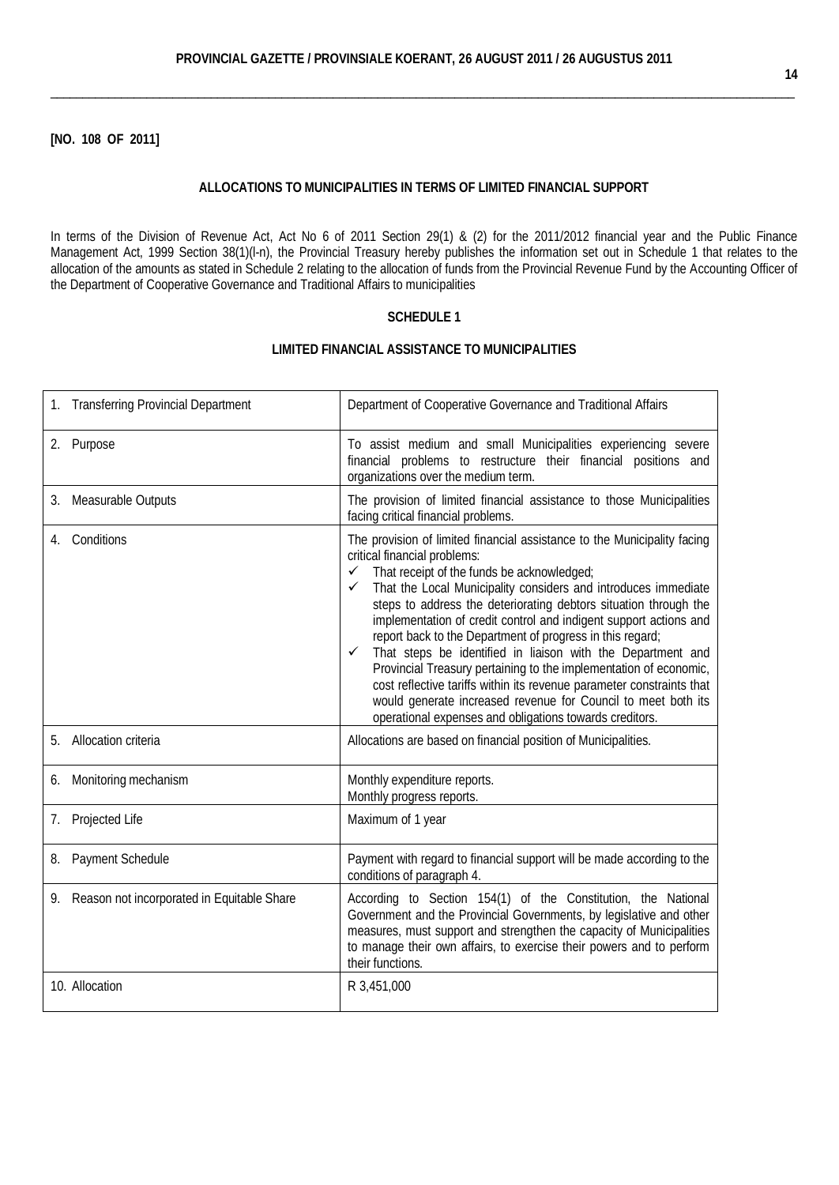**[NO. 108 OF 2011]**

## ALLOCATIONS TO MUNICIPALITIES IN TERMS OF LIMITED FINANCIAL SUPPORT

In terms of the Division of Revenue Act, Act No 6 of 2011 Section 29(1) & (2) for the 2011/2012 financial year and the Public Finance Management Act, 1999 Section 38(1)(l-n), the Provincial Treasury hereby publishes the information set out in Schedule 1 that relates to the allocation of the amounts as stated in Schedule 2 relating to the allocation of funds from the Provincial Revenue Fund by the Accounting Officer of the Department of Cooperative Governance and Traditional Affairs to municipalities

### SCHEDULE 1

### LIMITED FINANCIAL ASSISTANCE TO MUNICIPALITIES

| | |
|---|---|
| 1. Transferring Provincial Department | Department of Cooperative Governance and Traditional Affairs |
| 2. Purpose | To assist medium and small Municipalities experiencing severe financial problems to restructure their financial positions and organizations over the medium term. |
| 3. Measurable Outputs | The provision of limited financial assistance to those Municipalities facing critical financial problems. |
| 4. Conditions | The provision of limited financial assistance to the Municipality facing critical financial problems:<br>✓ That receipt of the funds be acknowledged;<br>✓ That the Local Municipality considers and introduces immediate steps to address the deteriorating debtors situation through the implementation of credit control and indigent support actions and report back to the Department of progress in this regard;<br>✓ That steps be identified in liaison with the Department and Provincial Treasury pertaining to the implementation of economic, cost reflective tariffs within its revenue parameter constraints that would generate increased revenue for Council to meet both its operational expenses and obligations towards creditors. |
| 5. Allocation criteria | Allocations are based on financial position of Municipalities. |
| 6. Monitoring mechanism | Monthly expenditure reports.<br>Monthly progress reports. |
| 7. Projected Life | Maximum of 1 year |
| 8. Payment Schedule | Payment with regard to financial support will be made according to the conditions of paragraph 4. |
| 9. Reason not incorporated in Equitable Share | According to Section 154(1) of the Constitution, the National Government and the Provincial Governments, by legislative and other measures, must support and strengthen the capacity of Municipalities to manage their own affairs, to exercise their powers and to perform their functions. |
| 10. Allocation | R 3,451,000 |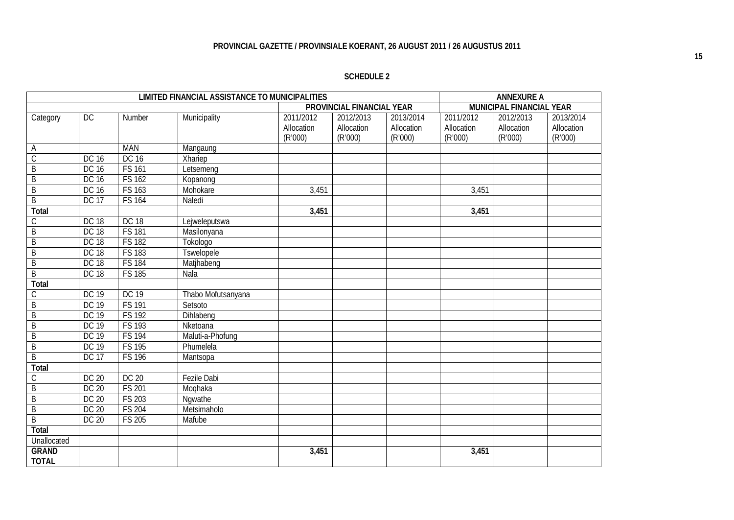**SCHEDULE 2**

| LIMITED FINANCIAL ASSISTANCE TO MUNICIPALITIES | | | | | | | ANNEXURE A | | |
|---|---|---|---|---|---|---|---|---|---|
| | | | | PROVINCIAL FINANCIAL YEAR | | | MUNICIPAL FINANCIAL YEAR | | |
| Category | DC | Number | Municipality | 2011/2012 Allocation (R'000) | 2012/2013 Allocation (R'000) | 2013/2014 Allocation (R'000) | 2011/2012 Allocation (R'000) | 2012/2013 Allocation (R'000) | 2013/2014 Allocation (R'000) |
| A | | MAN | Mangaung | | | | | | |
| C | DC 16 | DC 16 | Xhariep | | | | | | |
| B | DC 16 | FS 161 | Letsemeng | | | | | | |
| B | DC 16 | FS 162 | Kopanong | | | | | | |
| B | DC 16 | FS 163 | Mohokare | 3,451 | | | 3,451 | | |
| B | DC 17 | FS 164 | Naledi | | | | | | |
| **Total** | | | | **3,451** | | | **3,451** | | |
| C | DC 18 | DC 18 | Lejweleputswa | | | | | | |
| B | DC 18 | FS 181 | Masilonyana | | | | | | |
| B | DC 18 | FS 182 | Tokologo | | | | | | |
| B | DC 18 | FS 183 | Tswelopele | | | | | | |
| B | DC 18 | FS 184 | Matjhabeng | | | | | | |
| B | DC 18 | FS 185 | Nala | | | | | | |
| **Total** | | | | | | | | | |
| C | DC 19 | DC 19 | Thabo Mofutsanyana | | | | | | |
| B | DC 19 | FS 191 | Setsoto | | | | | | |
| B | DC 19 | FS 192 | Dihlabeng | | | | | | |
| B | DC 19 | FS 193 | Nketoana | | | | | | |
| B | DC 19 | FS 194 | Maluti-a-Phofung | | | | | | |
| B | DC 19 | FS 195 | Phumelela | | | | | | |
| B | DC 17 | FS 196 | Mantsopa | | | | | | |
| **Total** | | | | | | | | | |
| C | DC 20 | DC 20 | Fezile Dabi | | | | | | |
| B | DC 20 | FS 201 | Moqhaka | | | | | | |
| B | DC 20 | FS 203 | Ngwathe | | | | | | |
| B | DC 20 | FS 204 | Metsimaholo | | | | | | |
| B | DC 20 | FS 205 | Mafube | | | | | | |
| **Total** | | | | | | | | | |
| Unallocated | | | | | | | | | |
| **GRAND TOTAL** | | | | **3,451** | | | **3,451** | | |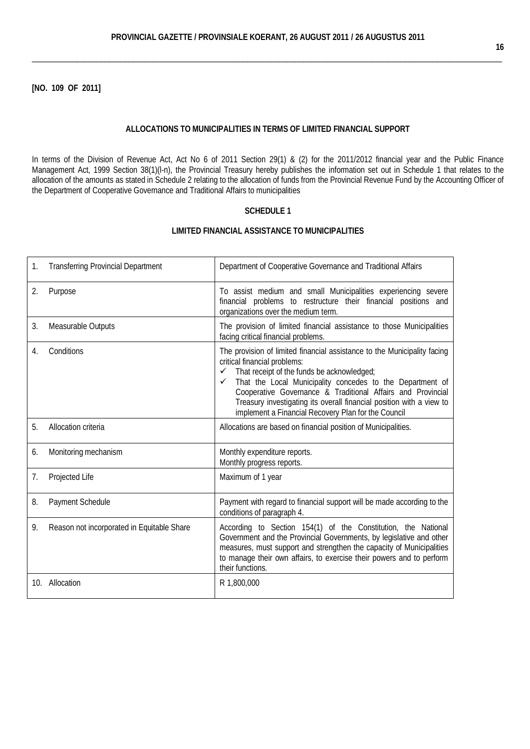**[NO. 109 OF 2011]**

**ALLOCATIONS TO MUNICIPALITIES IN TERMS OF LIMITED FINANCIAL SUPPORT**

In terms of the Division of Revenue Act, Act No 6 of 2011 Section 29(1) & (2) for the 2011/2012 financial year and the Public Finance Management Act, 1999 Section 38(1)(l-n), the Provincial Treasury hereby publishes the information set out in Schedule 1 that relates to the allocation of the amounts as stated in Schedule 2 relating to the allocation of funds from the Provincial Revenue Fund by the Accounting Officer of the Department of Cooperative Governance and Traditional Affairs to municipalities

**SCHEDULE 1**

**LIMITED FINANCIAL ASSISTANCE TO MUNICIPALITIES**

| | |
|---|---|
| 1. Transferring Provincial Department | Department of Cooperative Governance and Traditional Affairs |
| 2. Purpose | To assist medium and small Municipalities experiencing severe financial problems to restructure their financial positions and organizations over the medium term. |
| 3. Measurable Outputs | The provision of limited financial assistance to those Municipalities facing critical financial problems. |
| 4. Conditions | The provision of limited financial assistance to the Municipality facing critical financial problems:<br>✓ That receipt of the funds be acknowledged;<br>✓ That the Local Municipality concedes to the Department of Cooperative Governance & Traditional Affairs and Provincial Treasury investigating its overall financial position with a view to implement a Financial Recovery Plan for the Council |
| 5. Allocation criteria | Allocations are based on financial position of Municipalities. |
| 6. Monitoring mechanism | Monthly expenditure reports.<br>Monthly progress reports. |
| 7. Projected Life | Maximum of 1 year |
| 8. Payment Schedule | Payment with regard to financial support will be made according to the conditions of paragraph 4. |
| 9. Reason not incorporated in Equitable Share | According to Section 154(1) of the Constitution, the National Government and the Provincial Governments, by legislative and other measures, must support and strengthen the capacity of Municipalities to manage their own affairs, to exercise their powers and to perform their functions. |
| 10. Allocation | R 1,800,000 |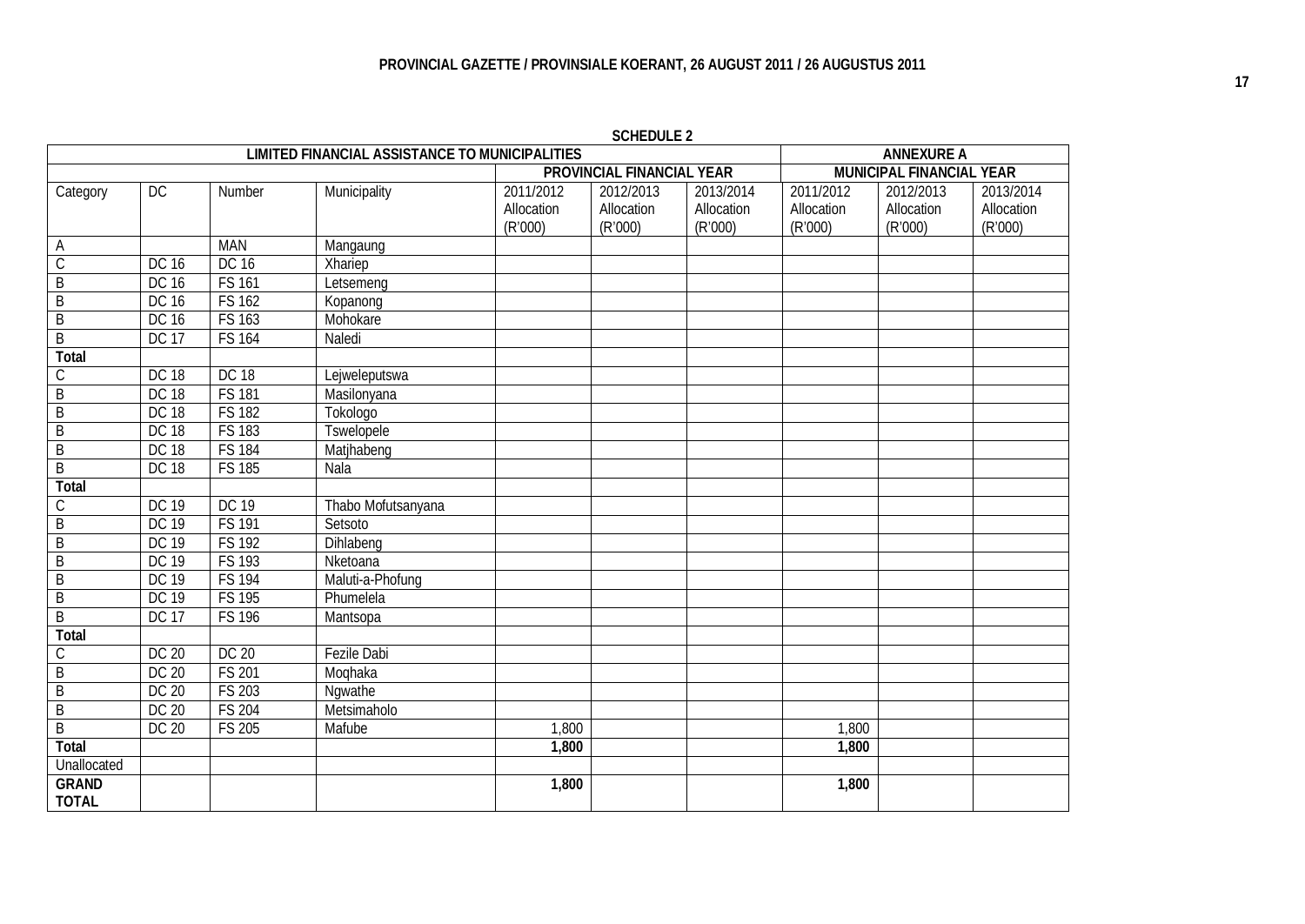**SCHEDULE 2**

| LIMITED FINANCIAL ASSISTANCE TO MUNICIPALITIES | | | | | | | ANNEXURE A | | |
|---|---|---|---|---|---|---|---|---|---|
| | | | | PROVINCIAL FINANCIAL YEAR | | | MUNICIPAL FINANCIAL YEAR | | |
| Category | DC | Number | Municipality | 2011/2012 Allocation (R'000) | 2012/2013 Allocation (R'000) | 2013/2014 Allocation (R'000) | 2011/2012 Allocation (R'000) | 2012/2013 Allocation (R'000) | 2013/2014 Allocation (R'000) |
| A | | MAN | Mangaung | | | | | | |
| C | DC 16 | DC 16 | Xhariep | | | | | | |
| B | DC 16 | FS 161 | Letsemeng | | | | | | |
| B | DC 16 | FS 162 | Kopanong | | | | | | |
| B | DC 16 | FS 163 | Mohokare | | | | | | |
| B | DC 17 | FS 164 | Naledi | | | | | | |
| **Total** | | | | | | | | | |
| C | DC 18 | DC 18 | Lejweleputswa | | | | | | |
| B | DC 18 | FS 181 | Masilonyana | | | | | | |
| B | DC 18 | FS 182 | Tokologo | | | | | | |
| B | DC 18 | FS 183 | Tswelopele | | | | | | |
| B | DC 18 | FS 184 | Matjhabeng | | | | | | |
| B | DC 18 | FS 185 | Nala | | | | | | |
| **Total** | | | | | | | | | |
| C | DC 19 | DC 19 | Thabo Mofutsanyana | | | | | | |
| B | DC 19 | FS 191 | Setsoto | | | | | | |
| B | DC 19 | FS 192 | Dihlabeng | | | | | | |
| B | DC 19 | FS 193 | Nketoana | | | | | | |
| B | DC 19 | FS 194 | Maluti-a-Phofung | | | | | | |
| B | DC 19 | FS 195 | Phumelela | | | | | | |
| B | DC 17 | FS 196 | Mantsopa | | | | | | |
| **Total** | | | | | | | | | |
| C | DC 20 | DC 20 | Fezile Dabi | | | | | | |
| B | DC 20 | FS 201 | Moqhaka | | | | | | |
| B | DC 20 | FS 203 | Ngwathe | | | | | | |
| B | DC 20 | FS 204 | Metsimaholo | | | | | | |
| B | DC 20 | FS 205 | Mafube | 1,800 | | | 1,800 | | |
| **Total** | | | | **1,800** | | | **1,800** | | |
| Unallocated | | | | | | | | | |
| **GRAND TOTAL** | | | | **1,800** | | | **1,800** | | |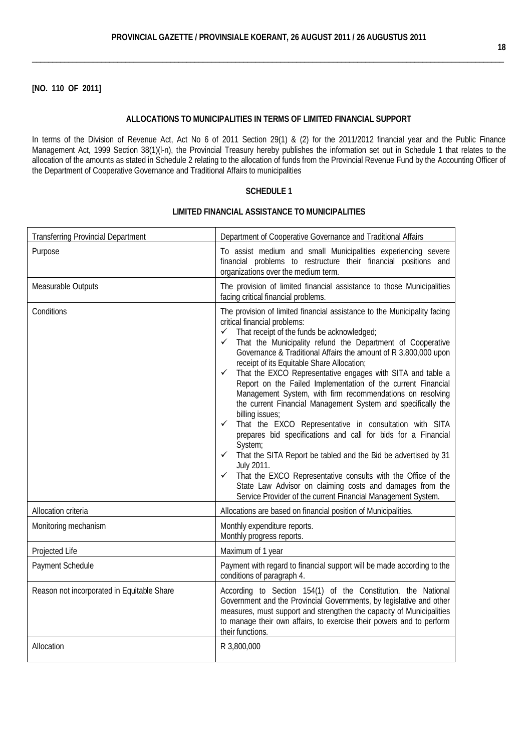**[NO. 110 OF 2011]**

### ALLOCATIONS TO MUNICIPALITIES IN TERMS OF LIMITED FINANCIAL SUPPORT

In terms of the Division of Revenue Act, Act No 6 of 2011 Section 29(1) & (2) for the 2011/2012 financial year and the Public Finance Management Act, 1999 Section 38(1)(l-n), the Provincial Treasury hereby publishes the information set out in Schedule 1 that relates to the allocation of the amounts as stated in Schedule 2 relating to the allocation of funds from the Provincial Revenue Fund by the Accounting Officer of the Department of Cooperative Governance and Traditional Affairs to municipalities

### SCHEDULE 1

### LIMITED FINANCIAL ASSISTANCE TO MUNICIPALITIES

| | |
|---|---|
| Transferring Provincial Department | Department of Cooperative Governance and Traditional Affairs |
| Purpose | To assist medium and small Municipalities experiencing severe financial problems to restructure their financial positions and organizations over the medium term. |
| Measurable Outputs | The provision of limited financial assistance to those Municipalities facing critical financial problems. |
| Conditions | The provision of limited financial assistance to the Municipality facing critical financial problems:<br>✓ That receipt of the funds be acknowledged;<br>✓ That the Municipality refund the Department of Cooperative Governance & Traditional Affairs the amount of R 3,800,000 upon receipt of its Equitable Share Allocation;<br>✓ That the EXCO Representative engages with SITA and table a Report on the Failed Implementation of the current Financial Management System, with firm recommendations on resolving the current Financial Management System and specifically the billing issues;<br>✓ That the EXCO Representative in consultation with SITA prepares bid specifications and call for bids for a Financial System;<br>✓ That the SITA Report be tabled and the Bid be advertised by 31 July 2011.<br>✓ That the EXCO Representative consults with the Office of the State Law Advisor on claiming costs and damages from the Service Provider of the current Financial Management System. |
| Allocation criteria | Allocations are based on financial position of Municipalities. |
| Monitoring mechanism | Monthly expenditure reports.<br>Monthly progress reports. |
| Projected Life | Maximum of 1 year |
| Payment Schedule | Payment with regard to financial support will be made according to the conditions of paragraph 4. |
| Reason not incorporated in Equitable Share | According to Section 154(1) of the Constitution, the National Government and the Provincial Governments, by legislative and other measures, must support and strengthen the capacity of Municipalities to manage their own affairs, to exercise their powers and to perform their functions. |
| Allocation | R 3,800,000 |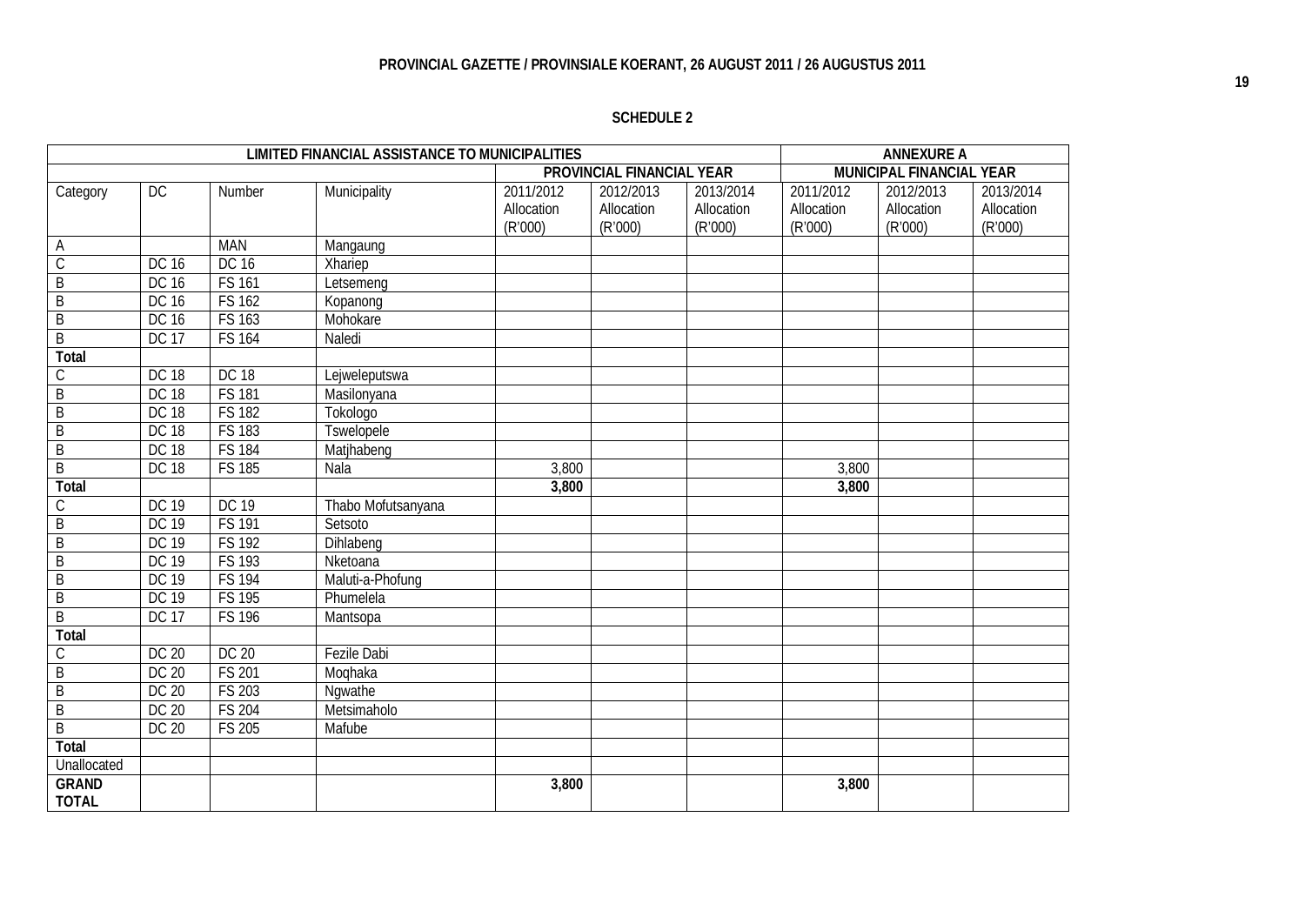**SCHEDULE 2**

| LIMITED FINANCIAL ASSISTANCE TO MUNICIPALITIES | | | | | | | ANNEXURE A | | |
|---|---|---|---|---|---|---|---|---|---|
| | | | | PROVINCIAL FINANCIAL YEAR | | | MUNICIPAL FINANCIAL YEAR | | |
| Category | DC | Number | Municipality | 2011/2012 Allocation (R'000) | 2012/2013 Allocation (R'000) | 2013/2014 Allocation (R'000) | 2011/2012 Allocation (R'000) | 2012/2013 Allocation (R'000) | 2013/2014 Allocation (R'000) |
| A | | MAN | Mangaung | | | | | | |
| C | DC 16 | DC 16 | Xhariep | | | | | | |
| B | DC 16 | FS 161 | Letsemeng | | | | | | |
| B | DC 16 | FS 162 | Kopanong | | | | | | |
| B | DC 16 | FS 163 | Mohokare | | | | | | |
| B | DC 17 | FS 164 | Naledi | | | | | | |
| **Total** | | | | | | | | | |
| C | DC 18 | DC 18 | Lejweleputswa | | | | | | |
| B | DC 18 | FS 181 | Masilonyana | | | | | | |
| B | DC 18 | FS 182 | Tokologo | | | | | | |
| B | DC 18 | FS 183 | Tswelopele | | | | | | |
| B | DC 18 | FS 184 | Matjhabeng | | | | | | |
| B | DC 18 | FS 185 | Nala | 3,800 | | | 3,800 | | |
| **Total** | | | | **3,800** | | | **3,800** | | |
| C | DC 19 | DC 19 | Thabo Mofutsanyana | | | | | | |
| B | DC 19 | FS 191 | Setsoto | | | | | | |
| B | DC 19 | FS 192 | Dihlabeng | | | | | | |
| B | DC 19 | FS 193 | Nketoana | | | | | | |
| B | DC 19 | FS 194 | Maluti-a-Phofung | | | | | | |
| B | DC 19 | FS 195 | Phumelela | | | | | | |
| B | DC 17 | FS 196 | Mantsopa | | | | | | |
| **Total** | | | | | | | | | |
| C | DC 20 | DC 20 | Fezile Dabi | | | | | | |
| B | DC 20 | FS 201 | Moqhaka | | | | | | |
| B | DC 20 | FS 203 | Ngwathe | | | | | | |
| B | DC 20 | FS 204 | Metsimaholo | | | | | | |
| B | DC 20 | FS 205 | Mafube | | | | | | |
| **Total** | | | | | | | | | |
| Unallocated | | | | | | | | | |
| **GRAND TOTAL** | | | | **3,800** | | | **3,800** | | |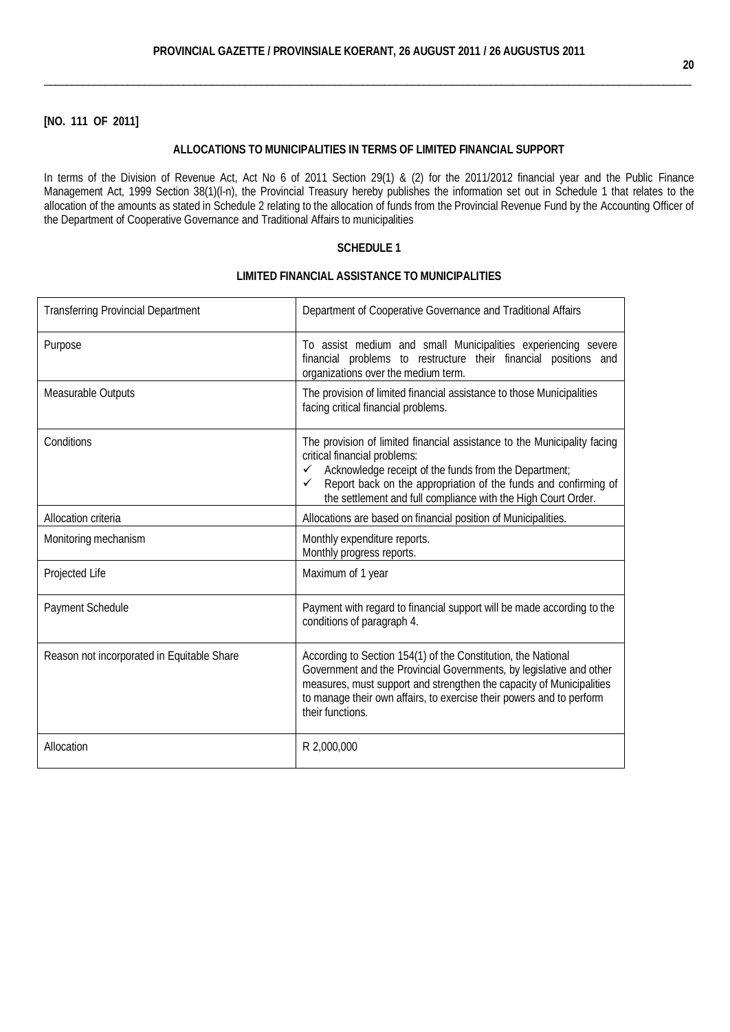**[NO. 111 OF 2011]**

**ALLOCATIONS TO MUNICIPALITIES IN TERMS OF LIMITED FINANCIAL SUPPORT**

In terms of the Division of Revenue Act, Act No 6 of 2011 Section 29(1) & (2) for the 2011/2012 financial year and the Public Finance Management Act, 1999 Section 38(1)(l-n), the Provincial Treasury hereby publishes the information set out in Schedule 1 that relates to the allocation of the amounts as stated in Schedule 2 relating to the allocation of funds from the Provincial Revenue Fund by the Accounting Officer of the Department of Cooperative Governance and Traditional Affairs to municipalities

**SCHEDULE 1**

**LIMITED FINANCIAL ASSISTANCE TO MUNICIPALITIES**

| | |
|---|---|
| Transferring Provincial Department | Department of Cooperative Governance and Traditional Affairs |
| Purpose | To assist medium and small Municipalities experiencing severe financial problems to restructure their financial positions and organizations over the medium term. |
| Measurable Outputs | The provision of limited financial assistance to those Municipalities facing critical financial problems. |
| Conditions | The provision of limited financial assistance to the Municipality facing critical financial problems:<br>✓ Acknowledge receipt of the funds from the Department;<br>✓ Report back on the appropriation of the funds and confirming of the settlement and full compliance with the High Court Order. |
| Allocation criteria | Allocations are based on financial position of Municipalities. |
| Monitoring mechanism | Monthly expenditure reports.<br>Monthly progress reports. |
| Projected Life | Maximum of 1 year |
| Payment Schedule | Payment with regard to financial support will be made according to the conditions of paragraph 4. |
| Reason not incorporated in Equitable Share | According to Section 154(1) of the Constitution, the National Government and the Provincial Governments, by legislative and other measures, must support and strengthen the capacity of Municipalities to manage their own affairs, to exercise their powers and to perform their functions. |
| Allocation | R 2,000,000 |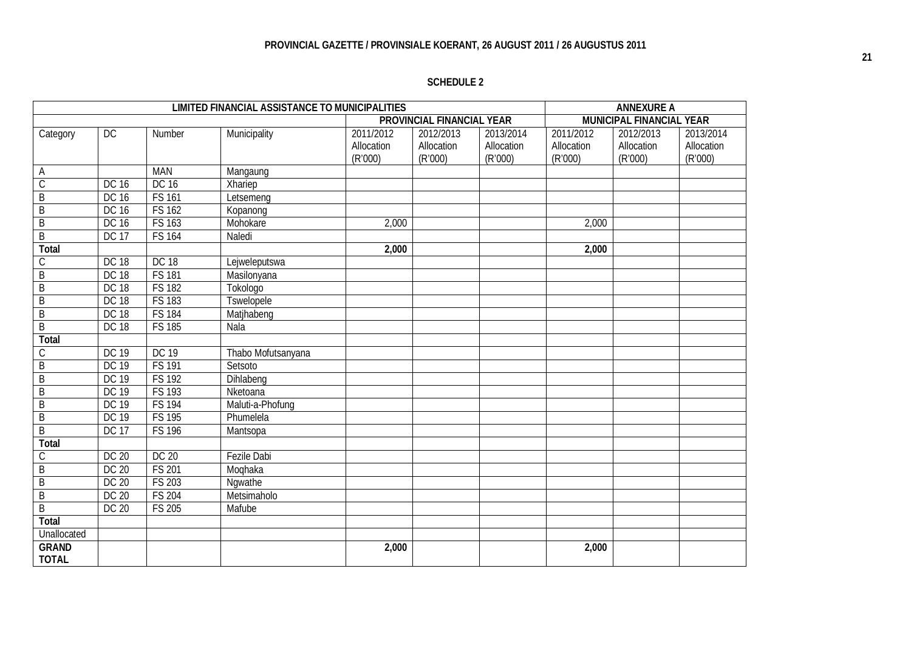**SCHEDULE 2**

| LIMITED FINANCIAL ASSISTANCE TO MUNICIPALITIES | | | | | | | ANNEXURE A | | |
|---|---|---|---|---|---|---|---|---|---|
| | | | | PROVINCIAL FINANCIAL YEAR | | | MUNICIPAL FINANCIAL YEAR | | |
| Category | DC | Number | Municipality | 2011/2012 Allocation (R'000) | 2012/2013 Allocation (R'000) | 2013/2014 Allocation (R'000) | 2011/2012 Allocation (R'000) | 2012/2013 Allocation (R'000) | 2013/2014 Allocation (R'000) |
| A | | MAN | Mangaung | | | | | | |
| C | DC 16 | DC 16 | Xhariep | | | | | | |
| B | DC 16 | FS 161 | Letsemeng | | | | | | |
| B | DC 16 | FS 162 | Kopanong | | | | | | |
| B | DC 16 | FS 163 | Mohokare | 2,000 | | | 2,000 | | |
| B | DC 17 | FS 164 | Naledi | | | | | | |
| **Total** | | | | **2,000** | | | **2,000** | | |
| C | DC 18 | DC 18 | Lejweleputswa | | | | | | |
| B | DC 18 | FS 181 | Masilonyana | | | | | | |
| B | DC 18 | FS 182 | Tokologo | | | | | | |
| B | DC 18 | FS 183 | Tswelopele | | | | | | |
| B | DC 18 | FS 184 | Matjhabeng | | | | | | |
| B | DC 18 | FS 185 | Nala | | | | | | |
| **Total** | | | | | | | | | |
| C | DC 19 | DC 19 | Thabo Mofutsanyana | | | | | | |
| B | DC 19 | FS 191 | Setsoto | | | | | | |
| B | DC 19 | FS 192 | Dihlabeng | | | | | | |
| B | DC 19 | FS 193 | Nketoana | | | | | | |
| B | DC 19 | FS 194 | Maluti-a-Phofung | | | | | | |
| B | DC 19 | FS 195 | Phumelela | | | | | | |
| B | DC 17 | FS 196 | Mantsopa | | | | | | |
| **Total** | | | | | | | | | |
| C | DC 20 | DC 20 | Fezile Dabi | | | | | | |
| B | DC 20 | FS 201 | Moqhaka | | | | | | |
| B | DC 20 | FS 203 | Ngwathe | | | | | | |
| B | DC 20 | FS 204 | Metsimaholo | | | | | | |
| B | DC 20 | FS 205 | Mafube | | | | | | |
| **Total** | | | | | | | | | |
| Unallocated | | | | | | | | | |
| **GRAND TOTAL** | | | | **2,000** | | | **2,000** | | |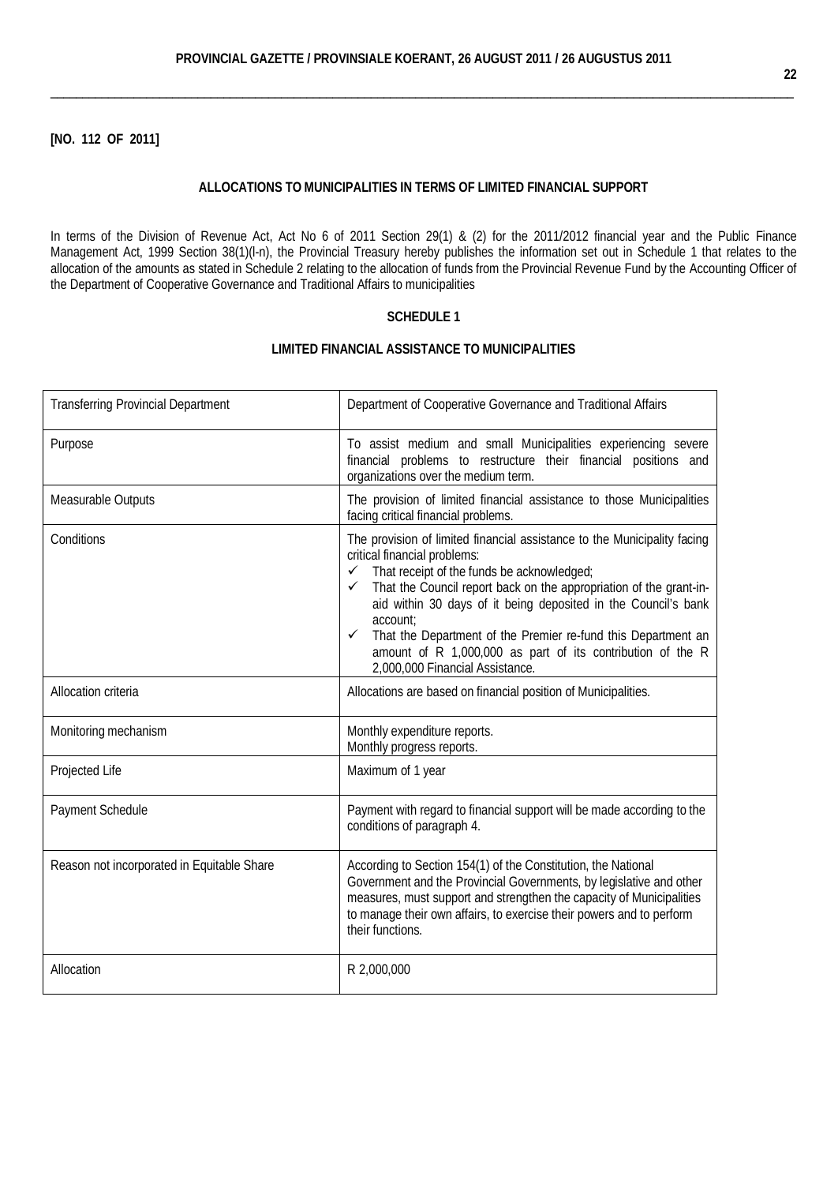**[NO. 112 OF 2011]**

**ALLOCATIONS TO MUNICIPALITIES IN TERMS OF LIMITED FINANCIAL SUPPORT**

In terms of the Division of Revenue Act, Act No 6 of 2011 Section 29(1) & (2) for the 2011/2012 financial year and the Public Finance Management Act, 1999 Section 38(1)(l-n), the Provincial Treasury hereby publishes the information set out in Schedule 1 that relates to the allocation of the amounts as stated in Schedule 2 relating to the allocation of funds from the Provincial Revenue Fund by the Accounting Officer of the Department of Cooperative Governance and Traditional Affairs to municipalities

**SCHEDULE 1**

**LIMITED FINANCIAL ASSISTANCE TO MUNICIPALITIES**

| | |
|---|---|
| Transferring Provincial Department | Department of Cooperative Governance and Traditional Affairs |
| Purpose | To assist medium and small Municipalities experiencing severe financial problems to restructure their financial positions and organizations over the medium term. |
| Measurable Outputs | The provision of limited financial assistance to those Municipalities facing critical financial problems. |
| Conditions | The provision of limited financial assistance to the Municipality facing critical financial problems:<br>✓ That receipt of the funds be acknowledged;<br>✓ That the Council report back on the appropriation of the grant-in-aid within 30 days of it being deposited in the Council's bank account;<br>✓ That the Department of the Premier re-fund this Department an amount of R 1,000,000 as part of its contribution of the R 2,000,000 Financial Assistance. |
| Allocation criteria | Allocations are based on financial position of Municipalities. |
| Monitoring mechanism | Monthly expenditure reports.<br>Monthly progress reports. |
| Projected Life | Maximum of 1 year |
| Payment Schedule | Payment with regard to financial support will be made according to the conditions of paragraph 4. |
| Reason not incorporated in Equitable Share | According to Section 154(1) of the Constitution, the National Government and the Provincial Governments, by legislative and other measures, must support and strengthen the capacity of Municipalities to manage their own affairs, to exercise their powers and to perform their functions. |
| Allocation | R 2,000,000 |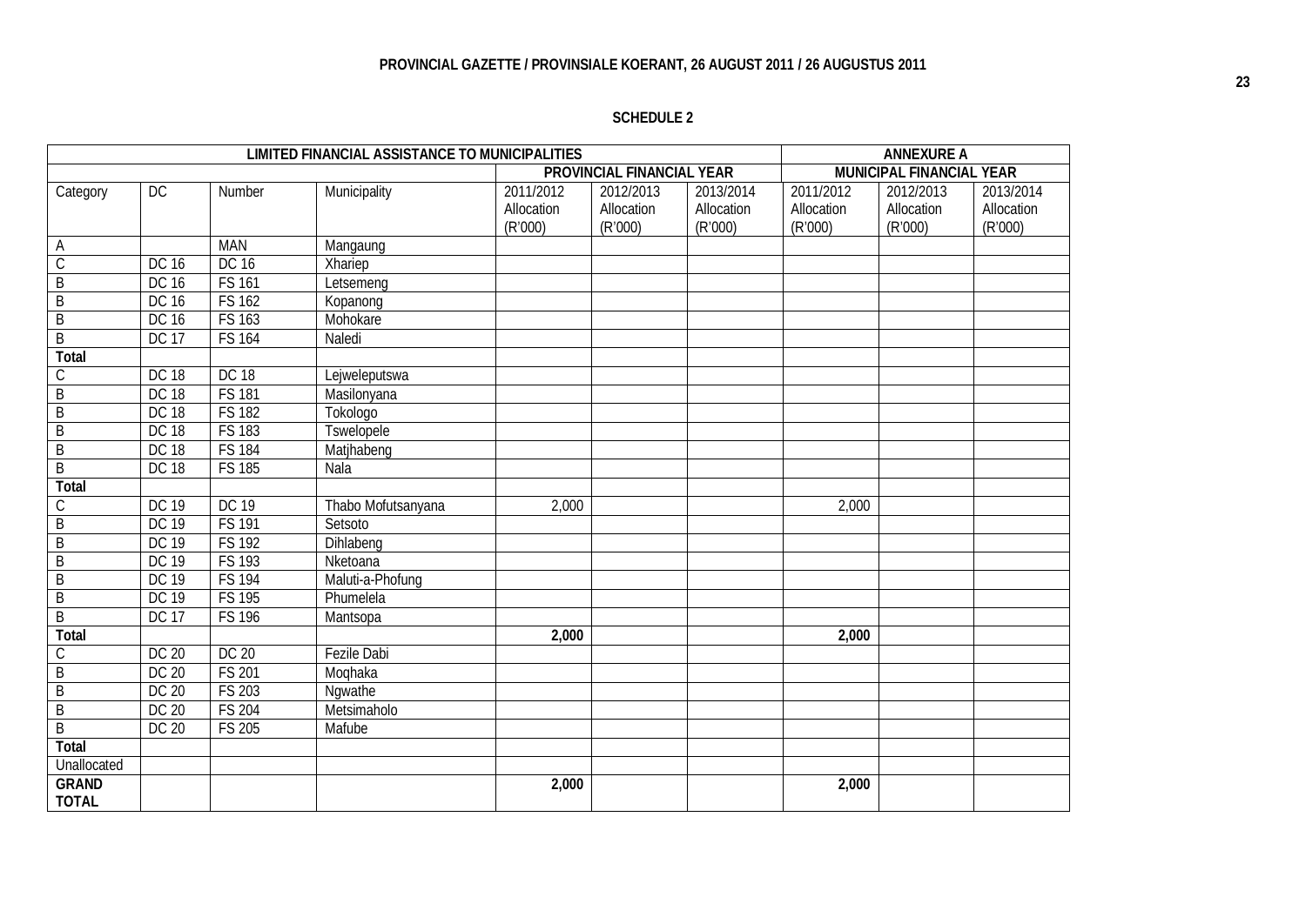## SCHEDULE 2

| LIMITED FINANCIAL ASSISTANCE TO MUNICIPALITIES | | | | | | | ANNEXURE A | | |
|---|---|---|---|---|---|---|---|---|---|
| | | | | PROVINCIAL FINANCIAL YEAR | | | MUNICIPAL FINANCIAL YEAR | | |
| Category | DC | Number | Municipality | 2011/2012 Allocation (R'000) | 2012/2013 Allocation (R'000) | 2013/2014 Allocation (R'000) | 2011/2012 Allocation (R'000) | 2012/2013 Allocation (R'000) | 2013/2014 Allocation (R'000) |
| A | | MAN | Mangaung | | | | | | |
| C | DC 16 | DC 16 | Xhariep | | | | | | |
| B | DC 16 | FS 161 | Letsemeng | | | | | | |
| B | DC 16 | FS 162 | Kopanong | | | | | | |
| B | DC 16 | FS 163 | Mohokare | | | | | | |
| B | DC 17 | FS 164 | Naledi | | | | | | |
| **Total** | | | | | | | | | |
| C | DC 18 | DC 18 | Lejweleputswa | | | | | | |
| B | DC 18 | FS 181 | Masilonyana | | | | | | |
| B | DC 18 | FS 182 | Tokologo | | | | | | |
| B | DC 18 | FS 183 | Tswelopele | | | | | | |
| B | DC 18 | FS 184 | Matjhabeng | | | | | | |
| B | DC 18 | FS 185 | Nala | | | | | | |
| **Total** | | | | | | | | | |
| C | DC 19 | DC 19 | Thabo Mofutsanyana | 2,000 | | | 2,000 | | |
| B | DC 19 | FS 191 | Setsoto | | | | | | |
| B | DC 19 | FS 192 | Dihlabeng | | | | | | |
| B | DC 19 | FS 193 | Nketoana | | | | | | |
| B | DC 19 | FS 194 | Maluti-a-Phofung | | | | | | |
| B | DC 19 | FS 195 | Phumelela | | | | | | |
| B | DC 17 | FS 196 | Mantsopa | | | | | | |
| **Total** | | | | **2,000** | | | **2,000** | | |
| C | DC 20 | DC 20 | Fezile Dabi | | | | | | |
| B | DC 20 | FS 201 | Moqhaka | | | | | | |
| B | DC 20 | FS 203 | Ngwathe | | | | | | |
| B | DC 20 | FS 204 | Metsimaholo | | | | | | |
| B | DC 20 | FS 205 | Mafube | | | | | | |
| **Total** | | | | | | | | | |
| Unallocated | | | | | | | | | |
| **GRAND TOTAL** | | | | **2,000** | | | **2,000** | | |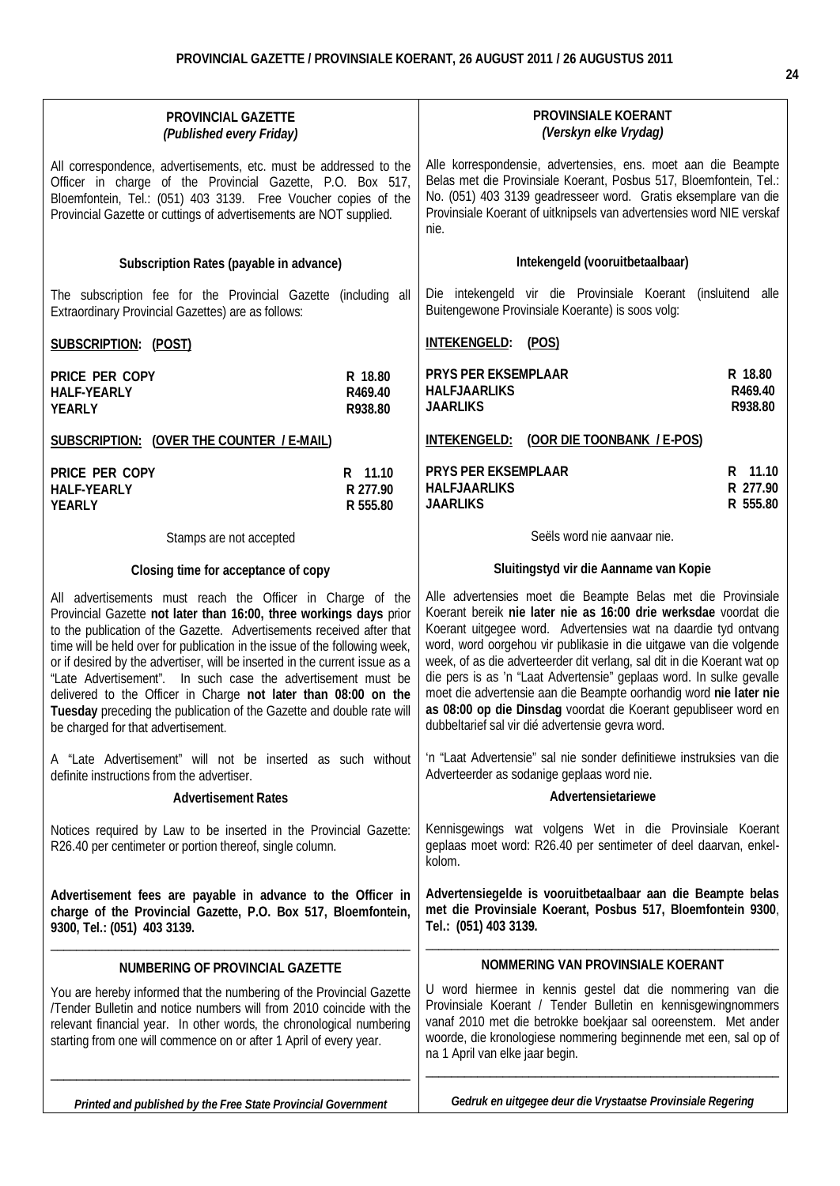## PROVINCIAL GAZETTE
*(Published every Friday)*

All correspondence, advertisements, etc. must be addressed to the Officer in charge of the Provincial Gazette, P.O. Box 517, Bloemfontein, Tel.: (051) 403 3139. Free Voucher copies of the Provincial Gazette or cuttings of advertisements are NOT supplied.

### Subscription Rates (payable in advance)

The subscription fee for the Provincial Gazette (including all Extraordinary Provincial Gazettes) are as follows:

**SUBSCRIPTION: (POST)**

| | |
|---|---|
| **PRICE PER COPY** | **R 18.80** |
| **HALF-YEARLY** | **R469.40** |
| **YEARLY** | **R938.80** |

**SUBSCRIPTION: (OVER THE COUNTER / E-MAIL)**

| | |
|---|---|
| **PRICE PER COPY** | **R 11.10** |
| **HALF-YEARLY** | **R 277.90** |
| **YEARLY** | **R 555.80** |

Stamps are not accepted

### Closing time for acceptance of copy

All advertisements must reach the Officer in Charge of the Provincial Gazette **not later than 16:00, three workings days** prior to the publication of the Gazette. Advertisements received after that time will be held over for publication in the issue of the following week, or if desired by the advertiser, will be inserted in the current issue as a "Late Advertisement". In such case the advertisement must be delivered to the Officer in Charge **not later than 08:00 on the Tuesday** preceding the publication of the Gazette and double rate will be charged for that advertisement.

A "Late Advertisement" will not be inserted as such without definite instructions from the advertiser.

### Advertisement Rates

Notices required by Law to be inserted in the Provincial Gazette: R26.40 per centimeter or portion thereof, single column.

**Advertisement fees are payable in advance to the Officer in charge of the Provincial Gazette, P.O. Box 517, Bloemfontein, 9300, Tel.: (051) 403 3139.**

---

### NUMBERING OF PROVINCIAL GAZETTE

You are hereby informed that the numbering of the Provincial Gazette /Tender Bulletin and notice numbers will from 2010 coincide with the relevant financial year. In other words, the chronological numbering starting from one will commence on or after 1 April of every year.

---

***Printed and published by the Free State Provincial Government***

## PROVINSIALE KOERANT
*(Verskyn elke Vrydag)*

Alle korrespondensie, advertensies, ens. moet aan die Beampte Belas met die Provinsiale Koerant, Posbus 517, Bloemfontein, Tel.: No. (051) 403 3139 geadresseer word. Gratis eksemplare van die Provinsiale Koerant of uitknipsels van advertensies word NIE verskaf nie.

### Intekengeld (vooruitbetaalbaar)

Die intekengeld vir die Provinsiale Koerant (insluitend alle Buitengewone Provinsiale Koerante) is soos volg:

**INTEKENGELD: (POS)**

| | |
|---|---|
| **PRYS PER EKSEMPLAAR** | **R 18.80** |
| **HALFJAARLIKS** | **R469.40** |
| **JAARLIKS** | **R938.80** |

**INTEKENGELD: (OOR DIE TOONBANK / E-POS)**

| | |
|---|---|
| **PRYS PER EKSEMPLAAR** | **R 11.10** |
| **HALFJAARLIKS** | **R 277.90** |
| **JAARLIKS** | **R 555.80** |

Seëls word nie aanvaar nie.

### Sluitingstyd vir die Aanname van Kopie

Alle advertensies moet die Beampte Belas met die Provinsiale Koerant bereik **nie later nie as 16:00 drie werksdae** voordat die Koerant uitgegee word. Advertensies wat na daardie tyd ontvang word, word oorgehou vir publikasie in die uitgawe van die volgende week, of as die adverteerder dit verlang, sal dit in die Koerant wat op die pers is as 'n "Laat Advertensie" geplaas word. In sulke gevalle moet die advertensie aan die Beampte oorhandig word **nie later nie as 08:00 op die Dinsdag** voordat die Koerant gepubliseer word en dubbeltarief sal vir dié advertensie gevra word.

'n "Laat Advertensie" sal nie sonder definitiewe instruksies van die Adverteerder as sodanige geplaas word nie.

### Advertensietariewe

Kennisgewings wat volgens Wet in die Provinsiale Koerant geplaas moet word: R26.40 per sentimeter of deel daarvan, enkel-kolom.

**Advertensiegelde is vooruitbetaalbaar aan die Beampte belas met die Provinsiale Koerant, Posbus 517, Bloemfontein 9300, Tel.: (051) 403 3139.**

---

### NOMMERING VAN PROVINSIALE KOERANT

U word hiermee in kennis gestel dat die nommering van die Provinsiale Koerant / Tender Bulletin en kennisgewingnommers vanaf 2010 met die betrokke boekjaar sal ooreenstem. Met ander woorde, die chronologiese nommering beginnende met een, sal op of na 1 April van elke jaar begin.

---

***Gedruk en uitgegee deur die Vrystaatse Provinsiale Regering***